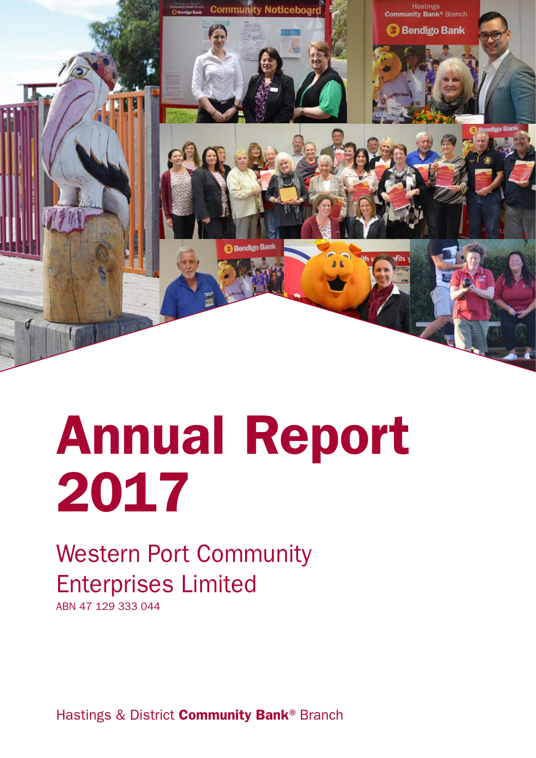# Annual Report 2017

## Western Port Community Enterprises Limited

ABN 47 129 333 044

Hastings & District **Community Bank®** Branch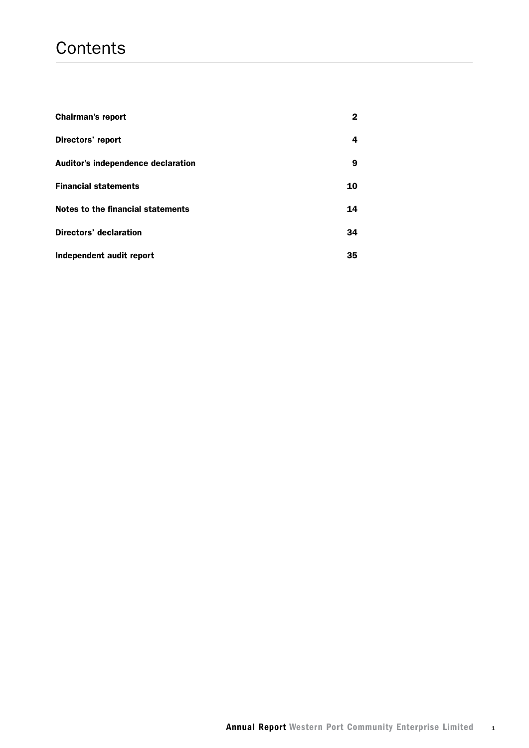# Contents

| | |
|---|---|
| **Chairman's report** | **2** |
| **Directors' report** | **4** |
| **Auditor's independence declaration** | **9** |
| **Financial statements** | **10** |
| **Notes to the financial statements** | **14** |
| **Directors' declaration** | **34** |
| **Independent audit report** | **35** |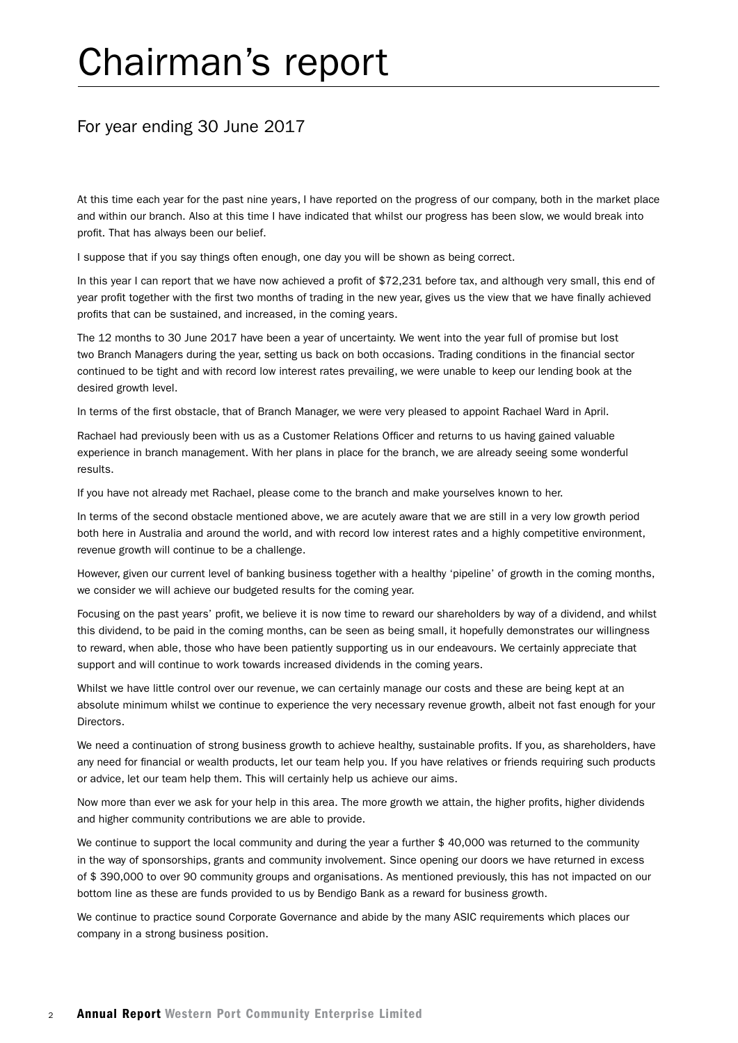# Chairman's report

## For year ending 30 June 2017

At this time each year for the past nine years, I have reported on the progress of our company, both in the market place and within our branch. Also at this time I have indicated that whilst our progress has been slow, we would break into profit. That has always been our belief.

I suppose that if you say things often enough, one day you will be shown as being correct.

In this year I can report that we have now achieved a profit of $72,231 before tax, and although very small, this end of year profit together with the first two months of trading in the new year, gives us the view that we have finally achieved profits that can be sustained, and increased, in the coming years.

The 12 months to 30 June 2017 have been a year of uncertainty. We went into the year full of promise but lost two Branch Managers during the year, setting us back on both occasions. Trading conditions in the financial sector continued to be tight and with record low interest rates prevailing, we were unable to keep our lending book at the desired growth level.

In terms of the first obstacle, that of Branch Manager, we were very pleased to appoint Rachael Ward in April.

Rachael had previously been with us as a Customer Relations Officer and returns to us having gained valuable experience in branch management. With her plans in place for the branch, we are already seeing some wonderful results.

If you have not already met Rachael, please come to the branch and make yourselves known to her.

In terms of the second obstacle mentioned above, we are acutely aware that we are still in a very low growth period both here in Australia and around the world, and with record low interest rates and a highly competitive environment, revenue growth will continue to be a challenge.

However, given our current level of banking business together with a healthy 'pipeline' of growth in the coming months, we consider we will achieve our budgeted results for the coming year.

Focusing on the past years' profit, we believe it is now time to reward our shareholders by way of a dividend, and whilst this dividend, to be paid in the coming months, can be seen as being small, it hopefully demonstrates our willingness to reward, when able, those who have been patiently supporting us in our endeavours. We certainly appreciate that support and will continue to work towards increased dividends in the coming years.

Whilst we have little control over our revenue, we can certainly manage our costs and these are being kept at an absolute minimum whilst we continue to experience the very necessary revenue growth, albeit not fast enough for your Directors.

We need a continuation of strong business growth to achieve healthy, sustainable profits. If you, as shareholders, have any need for financial or wealth products, let our team help you. If you have relatives or friends requiring such products or advice, let our team help them. This will certainly help us achieve our aims.

Now more than ever we ask for your help in this area. The more growth we attain, the higher profits, higher dividends and higher community contributions we are able to provide.

We continue to support the local community and during the year a further $ 40,000 was returned to the community in the way of sponsorships, grants and community involvement. Since opening our doors we have returned in excess of $ 390,000 to over 90 community groups and organisations. As mentioned previously, this has not impacted on our bottom line as these are funds provided to us by Bendigo Bank as a reward for business growth.

We continue to practice sound Corporate Governance and abide by the many ASIC requirements which places our company in a strong business position.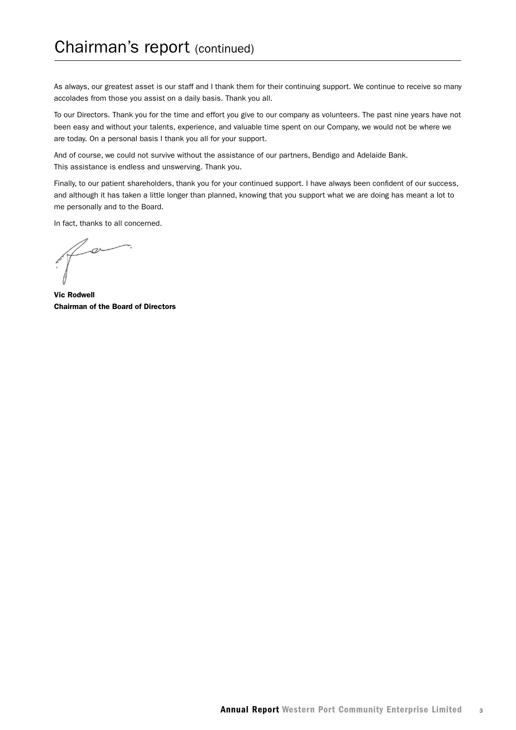# Chairman's report (continued)

As always, our greatest asset is our staff and I thank them for their continuing support. We continue to receive so many accolades from those you assist on a daily basis. Thank you all.

To our Directors. Thank you for the time and effort you give to our company as volunteers. The past nine years have not been easy and without your talents, experience, and valuable time spent on our Company, we would not be where we are today. On a personal basis I thank you all for your support.

And of course, we could not survive without the assistance of our partners, Bendigo and Adelaide Bank. This assistance is endless and unswerving. Thank you.

Finally, to our patient shareholders, thank you for your continued support. I have always been confident of our success, and although it has taken a little longer than planned, knowing that you support what we are doing has meant a lot to me personally and to the Board.

In fact, thanks to all concerned.

**Vic Rodwell**
**Chairman of the Board of Directors**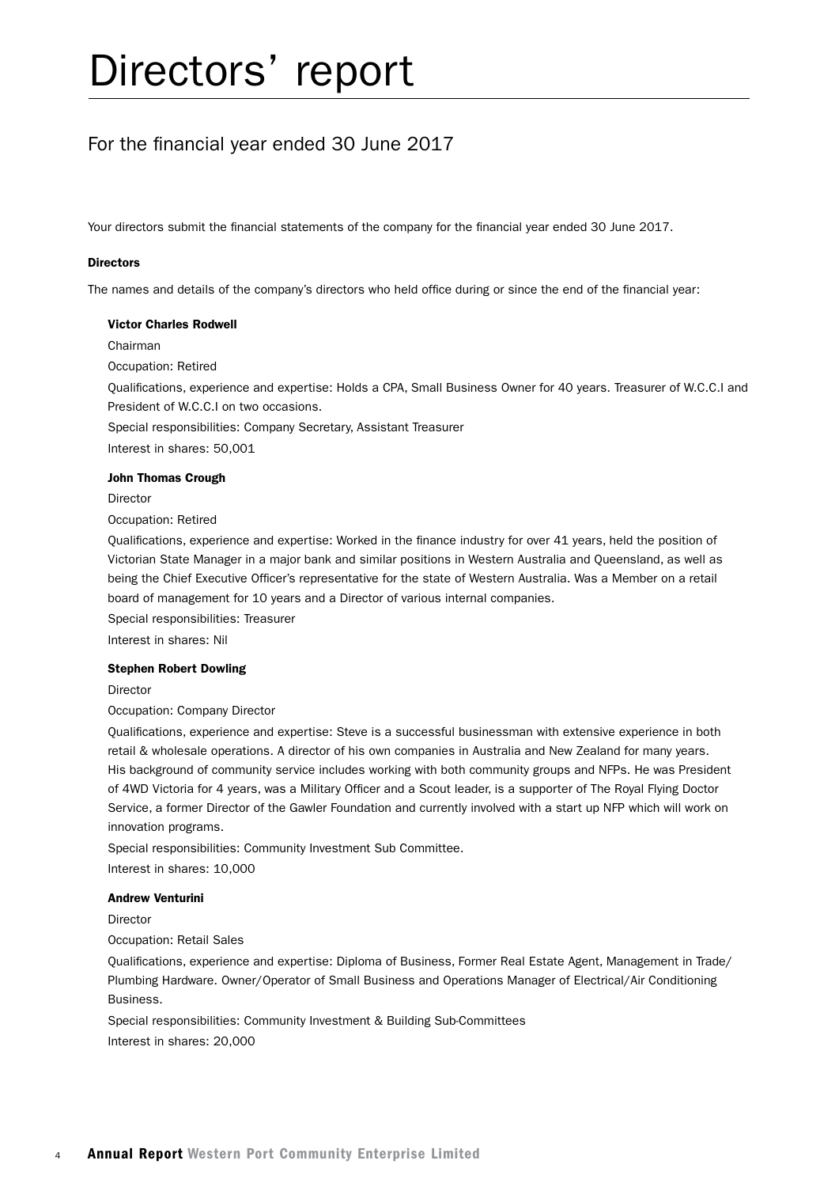# Directors' report

## For the financial year ended 30 June 2017

Your directors submit the financial statements of the company for the financial year ended 30 June 2017.

### Directors

The names and details of the company's directors who held office during or since the end of the financial year:

**Victor Charles Rodwell**

Chairman

Occupation: Retired

Qualifications, experience and expertise: Holds a CPA, Small Business Owner for 40 years. Treasurer of W.C.C.I and President of W.C.C.I on two occasions.

Special responsibilities: Company Secretary, Assistant Treasurer

Interest in shares: 50,001

**John Thomas Crough**

Director

Occupation: Retired

Qualifications, experience and expertise: Worked in the finance industry for over 41 years, held the position of Victorian State Manager in a major bank and similar positions in Western Australia and Queensland, as well as being the Chief Executive Officer's representative for the state of Western Australia. Was a Member on a retail board of management for 10 years and a Director of various internal companies.

Special responsibilities: Treasurer

Interest in shares: Nil

**Stephen Robert Dowling**

Director

Occupation: Company Director

Qualifications, experience and expertise: Steve is a successful businessman with extensive experience in both retail & wholesale operations. A director of his own companies in Australia and New Zealand for many years. His background of community service includes working with both community groups and NFPs. He was President of 4WD Victoria for 4 years, was a Military Officer and a Scout leader, is a supporter of The Royal Flying Doctor Service, a former Director of the Gawler Foundation and currently involved with a start up NFP which will work on innovation programs.

Special responsibilities: Community Investment Sub Committee.

Interest in shares: 10,000

**Andrew Venturini**

Director

Occupation: Retail Sales

Qualifications, experience and expertise: Diploma of Business, Former Real Estate Agent, Management in Trade/ Plumbing Hardware. Owner/Operator of Small Business and Operations Manager of Electrical/Air Conditioning Business.

Special responsibilities: Community Investment & Building Sub-Committees

Interest in shares: 20,000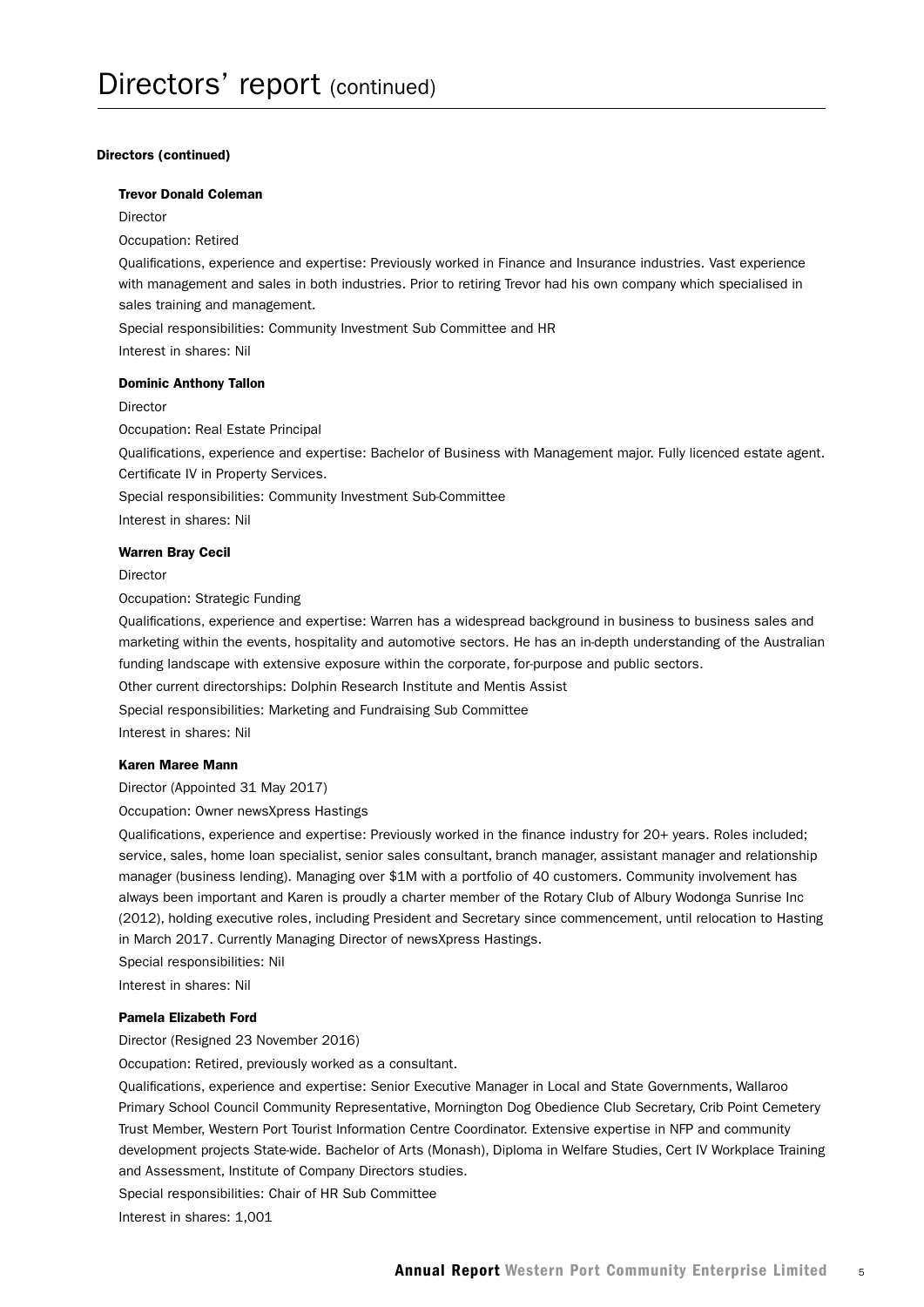# Directors' report (continued)

**Directors (continued)**

**Trevor Donald Coleman**

Director

Occupation: Retired

Qualifications, experience and expertise: Previously worked in Finance and Insurance industries. Vast experience with management and sales in both industries. Prior to retiring Trevor had his own company which specialised in sales training and management.

Special responsibilities: Community Investment Sub Committee and HR

Interest in shares: Nil

**Dominic Anthony Tallon**

Director

Occupation: Real Estate Principal

Qualifications, experience and expertise: Bachelor of Business with Management major. Fully licenced estate agent. Certificate IV in Property Services.

Special responsibilities: Community Investment Sub-Committee

Interest in shares: Nil

**Warren Bray Cecil**

Director

Occupation: Strategic Funding

Qualifications, experience and expertise: Warren has a widespread background in business to business sales and marketing within the events, hospitality and automotive sectors. He has an in-depth understanding of the Australian funding landscape with extensive exposure within the corporate, for-purpose and public sectors.

Other current directorships: Dolphin Research Institute and Mentis Assist

Special responsibilities: Marketing and Fundraising Sub Committee

Interest in shares: Nil

**Karen Maree Mann**

Director (Appointed 31 May 2017)

Occupation: Owner newsXpress Hastings

Qualifications, experience and expertise: Previously worked in the finance industry for 20+ years. Roles included; service, sales, home loan specialist, senior sales consultant, branch manager, assistant manager and relationship manager (business lending). Managing over $1M with a portfolio of 40 customers. Community involvement has always been important and Karen is proudly a charter member of the Rotary Club of Albury Wodonga Sunrise Inc (2012), holding executive roles, including President and Secretary since commencement, until relocation to Hasting in March 2017. Currently Managing Director of newsXpress Hastings.

Special responsibilities: Nil

Interest in shares: Nil

**Pamela Elizabeth Ford**

Director (Resigned 23 November 2016)

Occupation: Retired, previously worked as a consultant.

Qualifications, experience and expertise: Senior Executive Manager in Local and State Governments, Wallaroo Primary School Council Community Representative, Mornington Dog Obedience Club Secretary, Crib Point Cemetery Trust Member, Western Port Tourist Information Centre Coordinator. Extensive expertise in NFP and community development projects State-wide. Bachelor of Arts (Monash), Diploma in Welfare Studies, Cert IV Workplace Training and Assessment, Institute of Company Directors studies.

Special responsibilities: Chair of HR Sub Committee

Interest in shares: 1,001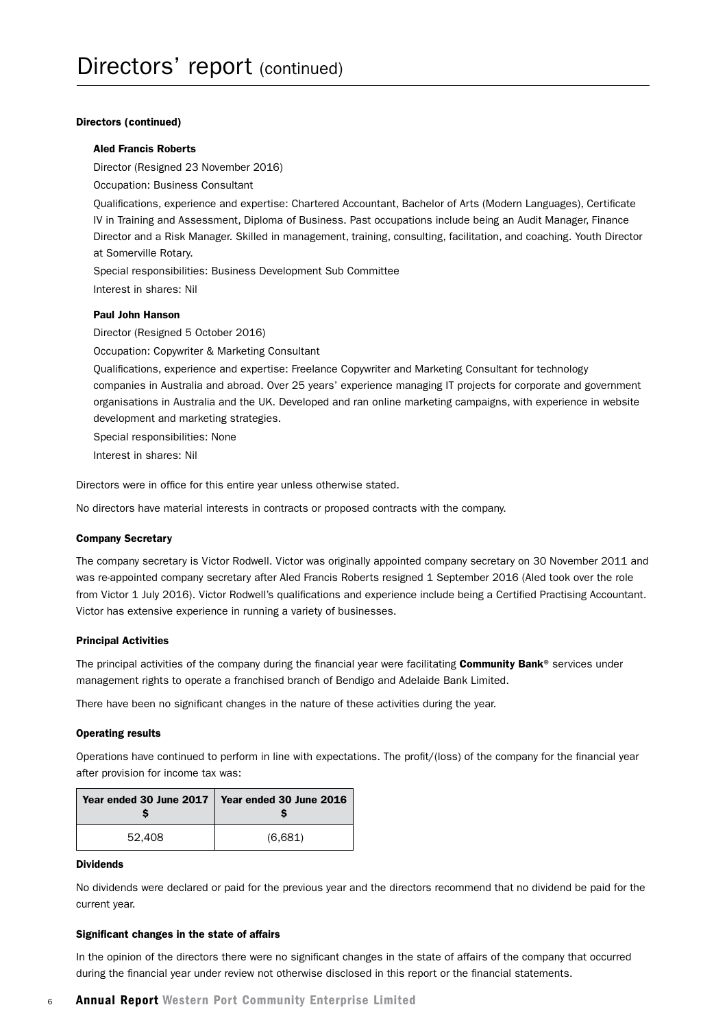# Directors' report (continued)

**Directors (continued)**

**Aled Francis Roberts**

Director (Resigned 23 November 2016)

Occupation: Business Consultant

Qualifications, experience and expertise: Chartered Accountant, Bachelor of Arts (Modern Languages), Certificate IV in Training and Assessment, Diploma of Business. Past occupations include being an Audit Manager, Finance Director and a Risk Manager. Skilled in management, training, consulting, facilitation, and coaching. Youth Director at Somerville Rotary.

Special responsibilities: Business Development Sub Committee

Interest in shares: Nil

**Paul John Hanson**

Director (Resigned 5 October 2016)

Occupation: Copywriter & Marketing Consultant

Qualifications, experience and expertise: Freelance Copywriter and Marketing Consultant for technology companies in Australia and abroad. Over 25 years' experience managing IT projects for corporate and government organisations in Australia and the UK. Developed and ran online marketing campaigns, with experience in website development and marketing strategies.

Special responsibilities: None

Interest in shares: Nil

Directors were in office for this entire year unless otherwise stated.

No directors have material interests in contracts or proposed contracts with the company.

**Company Secretary**

The company secretary is Victor Rodwell. Victor was originally appointed company secretary on 30 November 2011 and was re-appointed company secretary after Aled Francis Roberts resigned 1 September 2016 (Aled took over the role from Victor 1 July 2016). Victor Rodwell's qualifications and experience include being a Certified Practising Accountant. Victor has extensive experience in running a variety of businesses.

**Principal Activities**

The principal activities of the company during the financial year were facilitating **Community Bank**® services under management rights to operate a franchised branch of Bendigo and Adelaide Bank Limited.

There have been no significant changes in the nature of these activities during the year.

**Operating results**

Operations have continued to perform in line with expectations. The profit/(loss) of the company for the financial year after provision for income tax was:

| Year ended 30 June 2017 $ | Year ended 30 June 2016 $ |
|---|---|
| 52,408 | (6,681) |

**Dividends**

No dividends were declared or paid for the previous year and the directors recommend that no dividend be paid for the current year.

**Significant changes in the state of affairs**

In the opinion of the directors there were no significant changes in the state of affairs of the company that occurred during the financial year under review not otherwise disclosed in this report or the financial statements.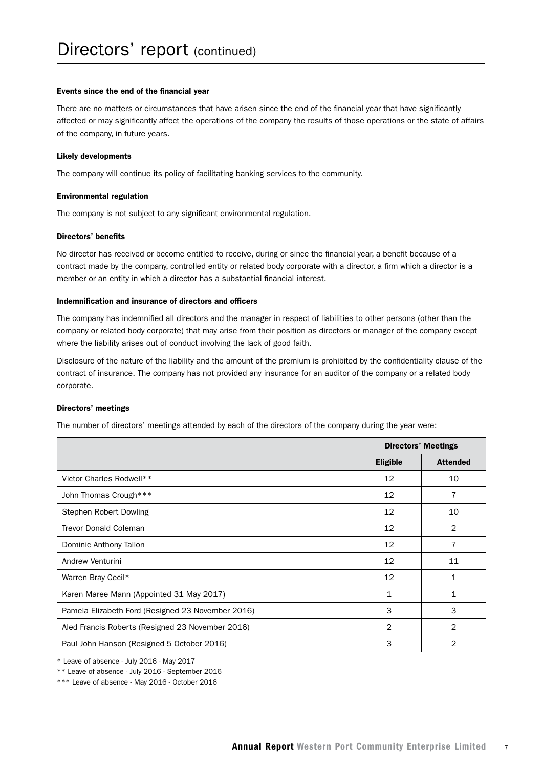# Directors' report (continued)

### Events since the end of the financial year

There are no matters or circumstances that have arisen since the end of the financial year that have significantly affected or may significantly affect the operations of the company the results of those operations or the state of affairs of the company, in future years.

### Likely developments

The company will continue its policy of facilitating banking services to the community.

### Environmental regulation

The company is not subject to any significant environmental regulation.

### Directors' benefits

No director has received or become entitled to receive, during or since the financial year, a benefit because of a contract made by the company, controlled entity or related body corporate with a director, a firm which a director is a member or an entity in which a director has a substantial financial interest.

### Indemnification and insurance of directors and officers

The company has indemnified all directors and the manager in respect of liabilities to other persons (other than the company or related body corporate) that may arise from their position as directors or manager of the company except where the liability arises out of conduct involving the lack of good faith.

Disclosure of the nature of the liability and the amount of the premium is prohibited by the confidentiality clause of the contract of insurance. The company has not provided any insurance for an auditor of the company or a related body corporate.

### Directors' meetings

The number of directors' meetings attended by each of the directors of the company during the year were:

| | Directors' Meetings | |
|---|---|---|
| | **Eligible** | **Attended** |
| Victor Charles Rodwell** | 12 | 10 |
| John Thomas Crough*** | 12 | 7 |
| Stephen Robert Dowling | 12 | 10 |
| Trevor Donald Coleman | 12 | 2 |
| Dominic Anthony Tallon | 12 | 7 |
| Andrew Venturini | 12 | 11 |
| Warren Bray Cecil* | 12 | 1 |
| Karen Maree Mann (Appointed 31 May 2017) | 1 | 1 |
| Pamela Elizabeth Ford (Resigned 23 November 2016) | 3 | 3 |
| Aled Francis Roberts (Resigned 23 November 2016) | 2 | 2 |
| Paul John Hanson (Resigned 5 October 2016) | 3 | 2 |

\* Leave of absence - July 2016 - May 2017

** Leave of absence - July 2016 - September 2016

*** Leave of absence - May 2016 - October 2016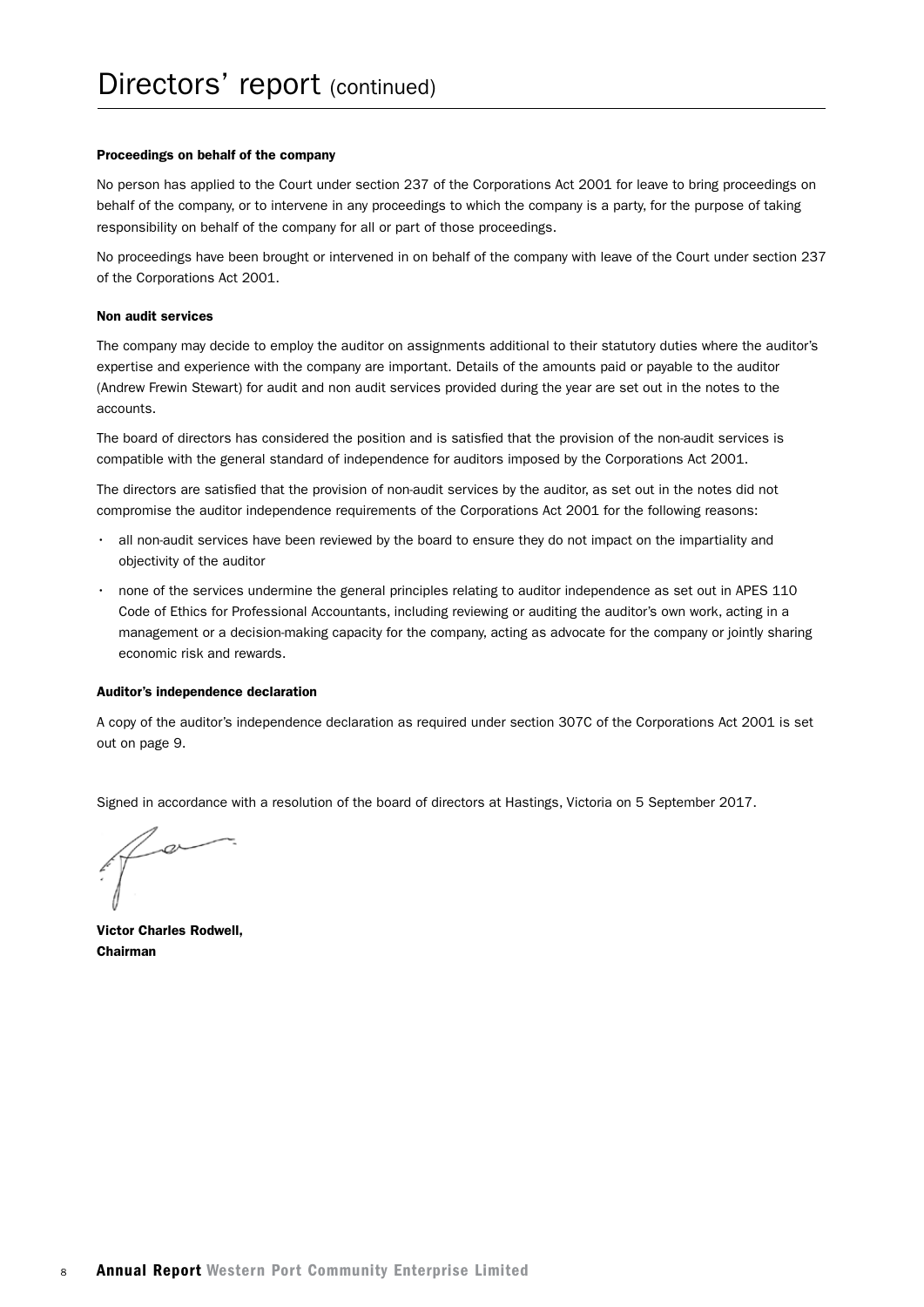# Directors' report (continued)

### Proceedings on behalf of the company

No person has applied to the Court under section 237 of the Corporations Act 2001 for leave to bring proceedings on behalf of the company, or to intervene in any proceedings to which the company is a party, for the purpose of taking responsibility on behalf of the company for all or part of those proceedings.

No proceedings have been brought or intervened in on behalf of the company with leave of the Court under section 237 of the Corporations Act 2001.

### Non audit services

The company may decide to employ the auditor on assignments additional to their statutory duties where the auditor's expertise and experience with the company are important. Details of the amounts paid or payable to the auditor (Andrew Frewin Stewart) for audit and non audit services provided during the year are set out in the notes to the accounts.

The board of directors has considered the position and is satisfied that the provision of the non-audit services is compatible with the general standard of independence for auditors imposed by the Corporations Act 2001.

The directors are satisfied that the provision of non-audit services by the auditor, as set out in the notes did not compromise the auditor independence requirements of the Corporations Act 2001 for the following reasons:

- all non-audit services have been reviewed by the board to ensure they do not impact on the impartiality and objectivity of the auditor
- none of the services undermine the general principles relating to auditor independence as set out in APES 110 Code of Ethics for Professional Accountants, including reviewing or auditing the auditor's own work, acting in a management or a decision-making capacity for the company, acting as advocate for the company or jointly sharing economic risk and rewards.

### Auditor's independence declaration

A copy of the auditor's independence declaration as required under section 307C of the Corporations Act 2001 is set out on page 9.

Signed in accordance with a resolution of the board of directors at Hastings, Victoria on 5 September 2017.

**Victor Charles Rodwell,**
**Chairman**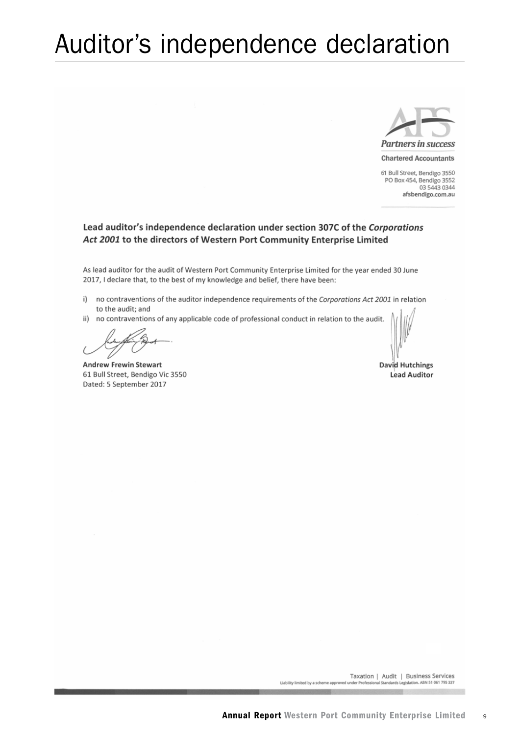# Auditor's independence declaration

*Partners in success*

Chartered Accountants

61 Bull Street, Bendigo 3550
PO Box 454, Bendigo 3552
03 5443 0344
afsbendigo.com.au

**Lead auditor's independence declaration under section 307C of the *Corporations Act 2001* to the directors of Western Port Community Enterprise Limited**

As lead auditor for the audit of Western Port Community Enterprise Limited for the year ended 30 June 2017, I declare that, to the best of my knowledge and belief, there have been:

i) no contraventions of the auditor independence requirements of the *Corporations Act 2001* in relation to the audit; and

ii) no contraventions of any applicable code of professional conduct in relation to the audit.

**Andrew Frewin Stewart**
61 Bull Street, Bendigo Vic 3550
Dated: 5 September 2017

**David Hutchings**
**Lead Auditor**

Taxation | Audit | Business Services

Liability limited by a scheme approved under Professional Standards Legislation. ABN 51 061 795 337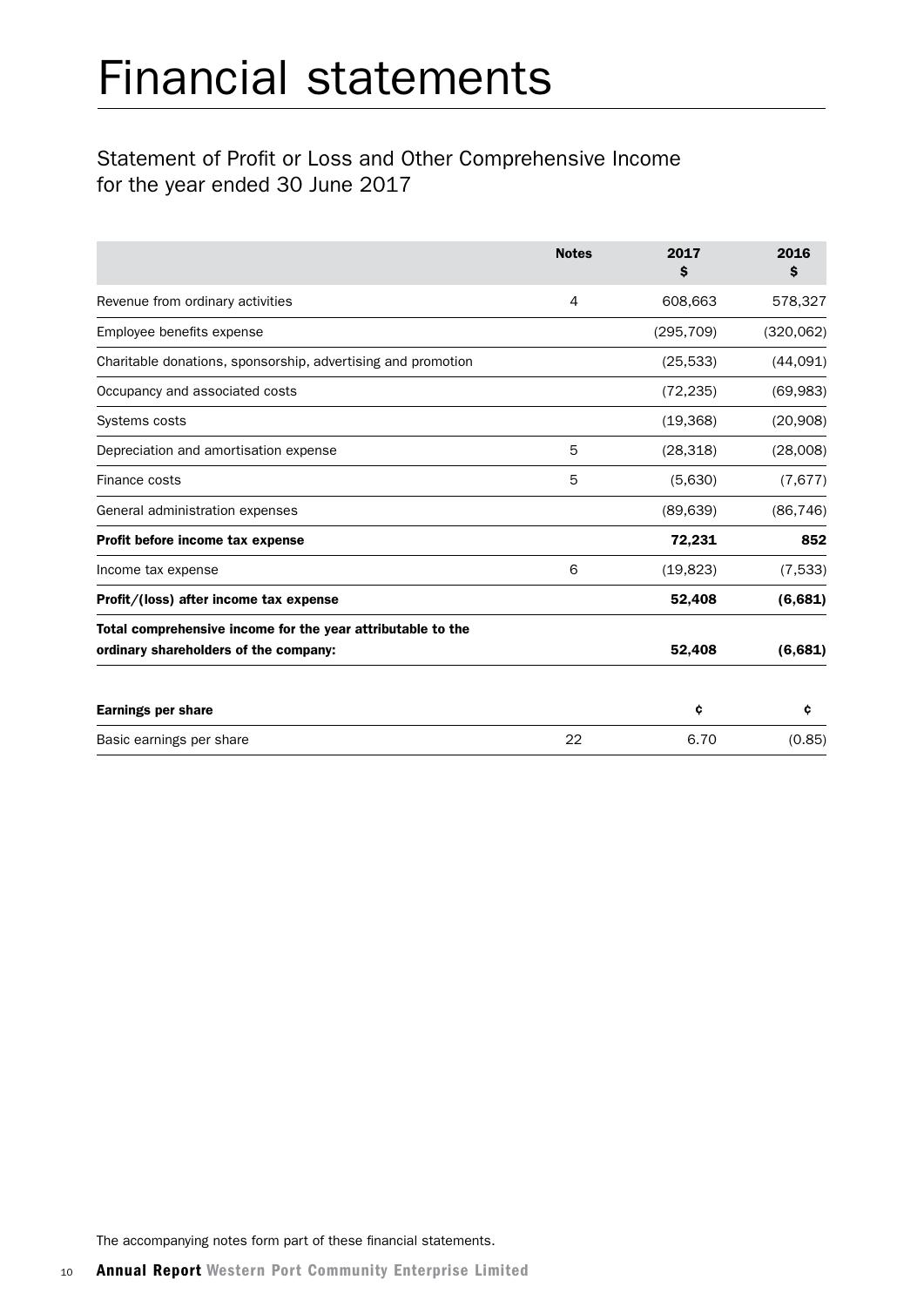# Financial statements

## Statement of Profit or Loss and Other Comprehensive Income for the year ended 30 June 2017

| | Notes | 2017 $ | 2016 $ |
|---|---|---|---|
| Revenue from ordinary activities | 4 | 608,663 | 578,327 |
| Employee benefits expense | | (295,709) | (320,062) |
| Charitable donations, sponsorship, advertising and promotion | | (25,533) | (44,091) |
| Occupancy and associated costs | | (72,235) | (69,983) |
| Systems costs | | (19,368) | (20,908) |
| Depreciation and amortisation expense | 5 | (28,318) | (28,008) |
| Finance costs | 5 | (5,630) | (7,677) |
| General administration expenses | | (89,639) | (86,746) |
| **Profit before income tax expense** | | **72,231** | **852** |
| Income tax expense | 6 | (19,823) | (7,533) |
| **Profit/(loss) after income tax expense** | | **52,408** | **(6,681)** |
| **Total comprehensive income for the year attributable to the ordinary shareholders of the company:** | | **52,408** | **(6,681)** |
| | | | |
| **Earnings per share** | | **¢** | **¢** |
| Basic earnings per share | 22 | 6.70 | (0.85) |

The accompanying notes form part of these financial statements.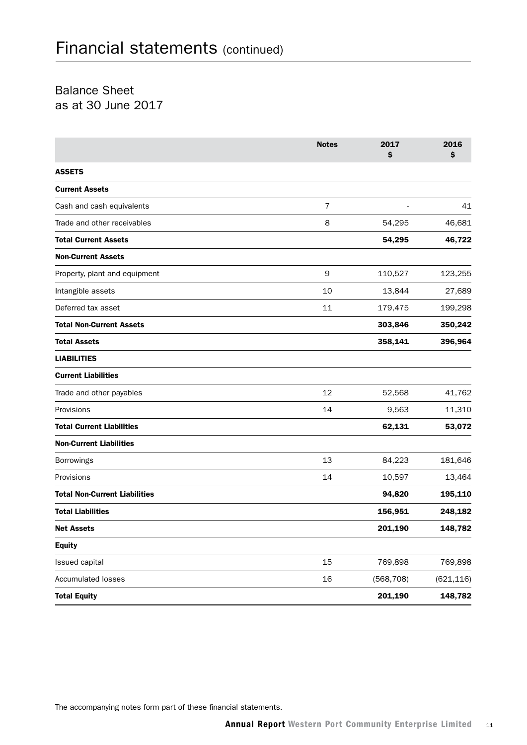# Financial statements (continued)

## Balance Sheet
as at 30 June 2017

| | Notes | 2017 $ | 2016 $ |
|---|---|---|---|
| **ASSETS** | | | |
| **Current Assets** | | | |
| Cash and cash equivalents | 7 | - | 41 |
| Trade and other receivables | 8 | 54,295 | 46,681 |
| **Total Current Assets** | | **54,295** | **46,722** |
| **Non-Current Assets** | | | |
| Property, plant and equipment | 9 | 110,527 | 123,255 |
| Intangible assets | 10 | 13,844 | 27,689 |
| Deferred tax asset | 11 | 179,475 | 199,298 |
| **Total Non-Current Assets** | | **303,846** | **350,242** |
| **Total Assets** | | **358,141** | **396,964** |
| **LIABILITIES** | | | |
| **Current Liabilities** | | | |
| Trade and other payables | 12 | 52,568 | 41,762 |
| Provisions | 14 | 9,563 | 11,310 |
| **Total Current Liabilities** | | **62,131** | **53,072** |
| **Non-Current Liabilities** | | | |
| Borrowings | 13 | 84,223 | 181,646 |
| Provisions | 14 | 10,597 | 13,464 |
| **Total Non-Current Liabilities** | | **94,820** | **195,110** |
| **Total Liabilities** | | **156,951** | **248,182** |
| **Net Assets** | | **201,190** | **148,782** |
| **Equity** | | | |
| Issued capital | 15 | 769,898 | 769,898 |
| Accumulated losses | 16 | (568,708) | (621,116) |
| **Total Equity** | | **201,190** | **148,782** |

The accompanying notes form part of these financial statements.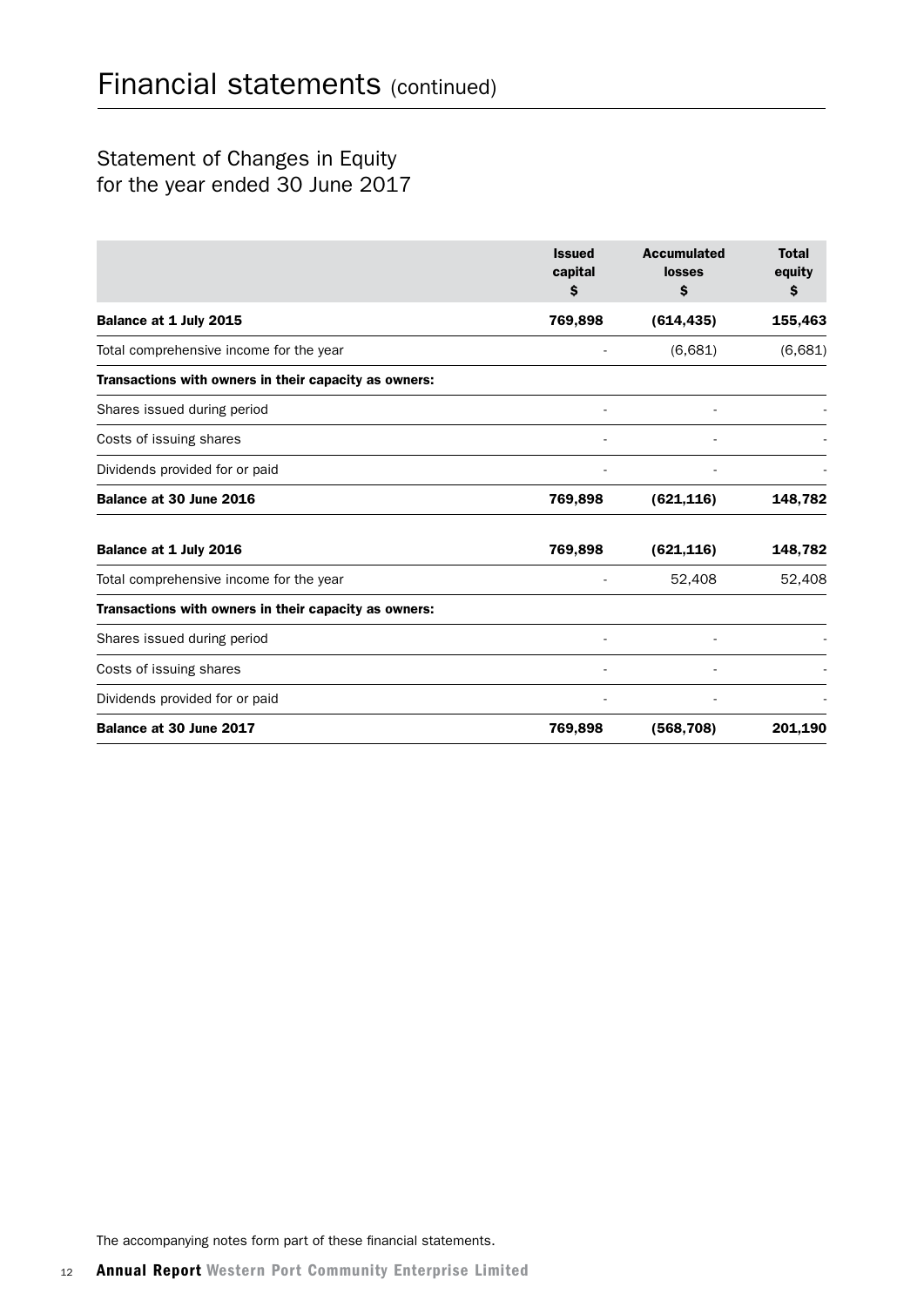# Financial statements (continued)

## Statement of Changes in Equity
## for the year ended 30 June 2017

| | Issued capital $ | Accumulated losses $ | Total equity $ |
|---|---|---|---|
| **Balance at 1 July 2015** | **769,898** | **(614,435)** | **155,463** |
| Total comprehensive income for the year | - | (6,681) | (6,681) |
| **Transactions with owners in their capacity as owners:** | | | |
| Shares issued during period | - | - | - |
| Costs of issuing shares | - | - | - |
| Dividends provided for or paid | - | - | - |
| **Balance at 30 June 2016** | **769,898** | **(621,116)** | **148,782** |
| **Balance at 1 July 2016** | **769,898** | **(621,116)** | **148,782** |
| Total comprehensive income for the year | - | 52,408 | 52,408 |
| **Transactions with owners in their capacity as owners:** | | | |
| Shares issued during period | - | - | - |
| Costs of issuing shares | - | - | - |
| Dividends provided for or paid | - | - | - |
| **Balance at 30 June 2017** | **769,898** | **(568,708)** | **201,190** |

The accompanying notes form part of these financial statements.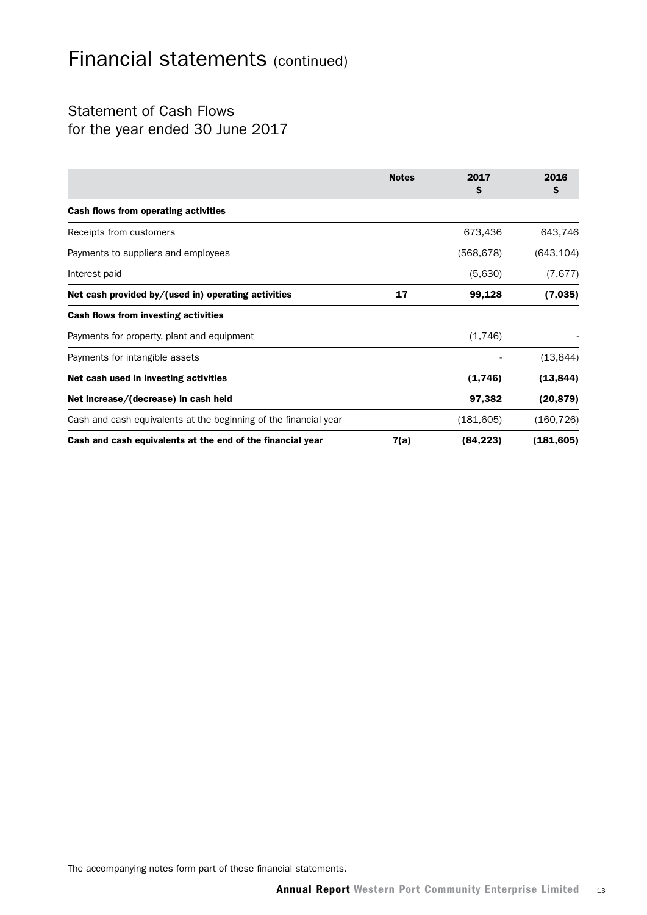# Financial statements (continued)

## Statement of Cash Flows
for the year ended 30 June 2017

| | Notes | 2017 $ | 2016 $ |
|---|---|---|---|
| **Cash flows from operating activities** | | | |
| Receipts from customers | | 673,436 | 643,746 |
| Payments to suppliers and employees | | (568,678) | (643,104) |
| Interest paid | | (5,630) | (7,677) |
| **Net cash provided by/(used in) operating activities** | **17** | **99,128** | **(7,035)** |
| **Cash flows from investing activities** | | | |
| Payments for property, plant and equipment | | (1,746) | - |
| Payments for intangible assets | | - | (13,844) |
| **Net cash used in investing activities** | | **(1,746)** | **(13,844)** |
| **Net increase/(decrease) in cash held** | | **97,382** | **(20,879)** |
| Cash and cash equivalents at the beginning of the financial year | | (181,605) | (160,726) |
| **Cash and cash equivalents at the end of the financial year** | **7(a)** | **(84,223)** | **(181,605)** |

The accompanying notes form part of these financial statements.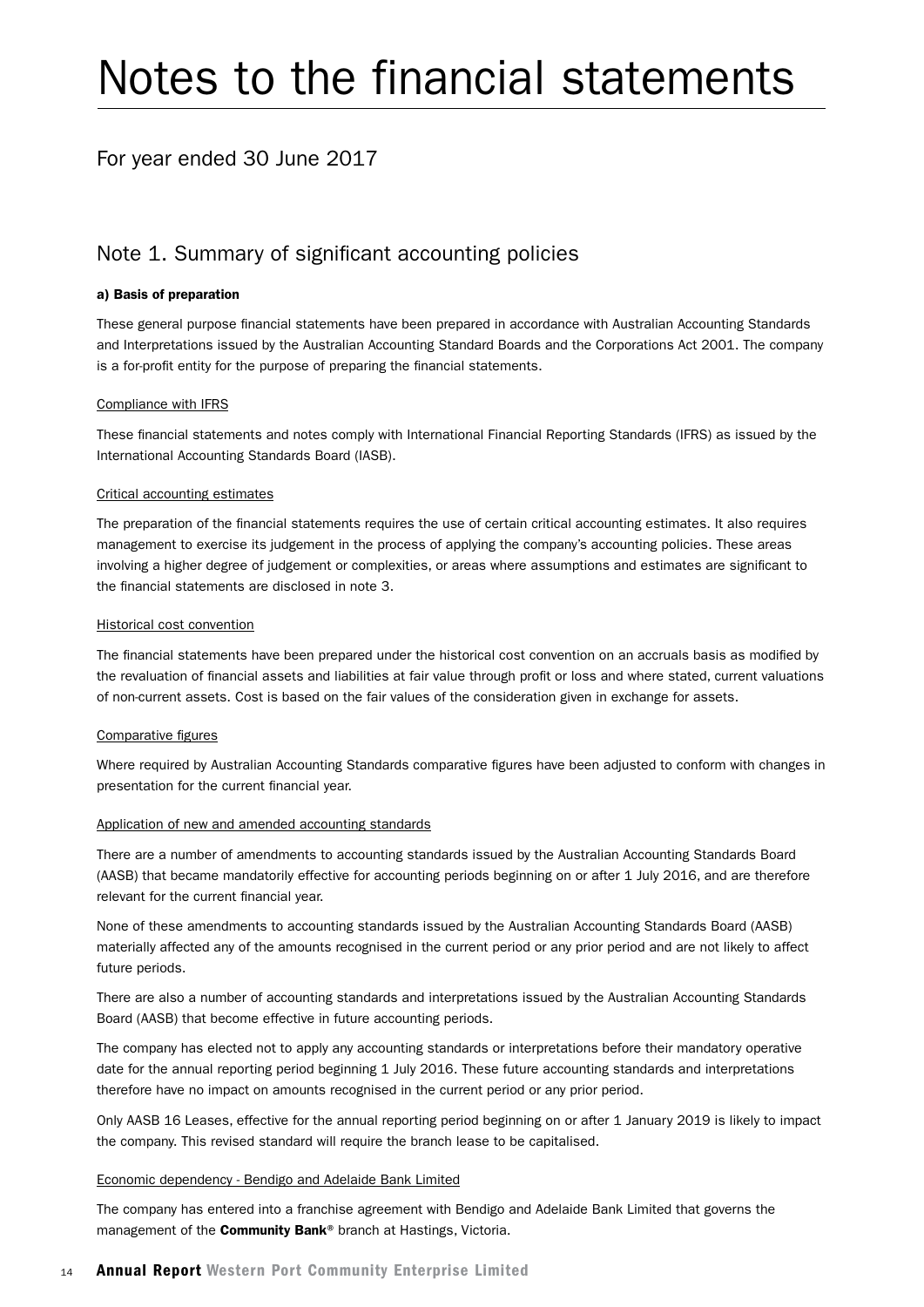# Notes to the financial statements

## For year ended 30 June 2017

## Note 1. Summary of significant accounting policies

**a) Basis of preparation**

These general purpose financial statements have been prepared in accordance with Australian Accounting Standards and Interpretations issued by the Australian Accounting Standard Boards and the Corporations Act 2001. The company is a for-profit entity for the purpose of preparing the financial statements.

Compliance with IFRS

These financial statements and notes comply with International Financial Reporting Standards (IFRS) as issued by the International Accounting Standards Board (IASB).

Critical accounting estimates

The preparation of the financial statements requires the use of certain critical accounting estimates. It also requires management to exercise its judgement in the process of applying the company's accounting policies. These areas involving a higher degree of judgement or complexities, or areas where assumptions and estimates are significant to the financial statements are disclosed in note 3.

Historical cost convention

The financial statements have been prepared under the historical cost convention on an accruals basis as modified by the revaluation of financial assets and liabilities at fair value through profit or loss and where stated, current valuations of non-current assets. Cost is based on the fair values of the consideration given in exchange for assets.

Comparative figures

Where required by Australian Accounting Standards comparative figures have been adjusted to conform with changes in presentation for the current financial year.

Application of new and amended accounting standards

There are a number of amendments to accounting standards issued by the Australian Accounting Standards Board (AASB) that became mandatorily effective for accounting periods beginning on or after 1 July 2016, and are therefore relevant for the current financial year.

None of these amendments to accounting standards issued by the Australian Accounting Standards Board (AASB) materially affected any of the amounts recognised in the current period or any prior period and are not likely to affect future periods.

There are also a number of accounting standards and interpretations issued by the Australian Accounting Standards Board (AASB) that become effective in future accounting periods.

The company has elected not to apply any accounting standards or interpretations before their mandatory operative date for the annual reporting period beginning 1 July 2016. These future accounting standards and interpretations therefore have no impact on amounts recognised in the current period or any prior period.

Only AASB 16 Leases, effective for the annual reporting period beginning on or after 1 January 2019 is likely to impact the company. This revised standard will require the branch lease to be capitalised.

Economic dependency - Bendigo and Adelaide Bank Limited

The company has entered into a franchise agreement with Bendigo and Adelaide Bank Limited that governs the management of the **Community Bank**® branch at Hastings, Victoria.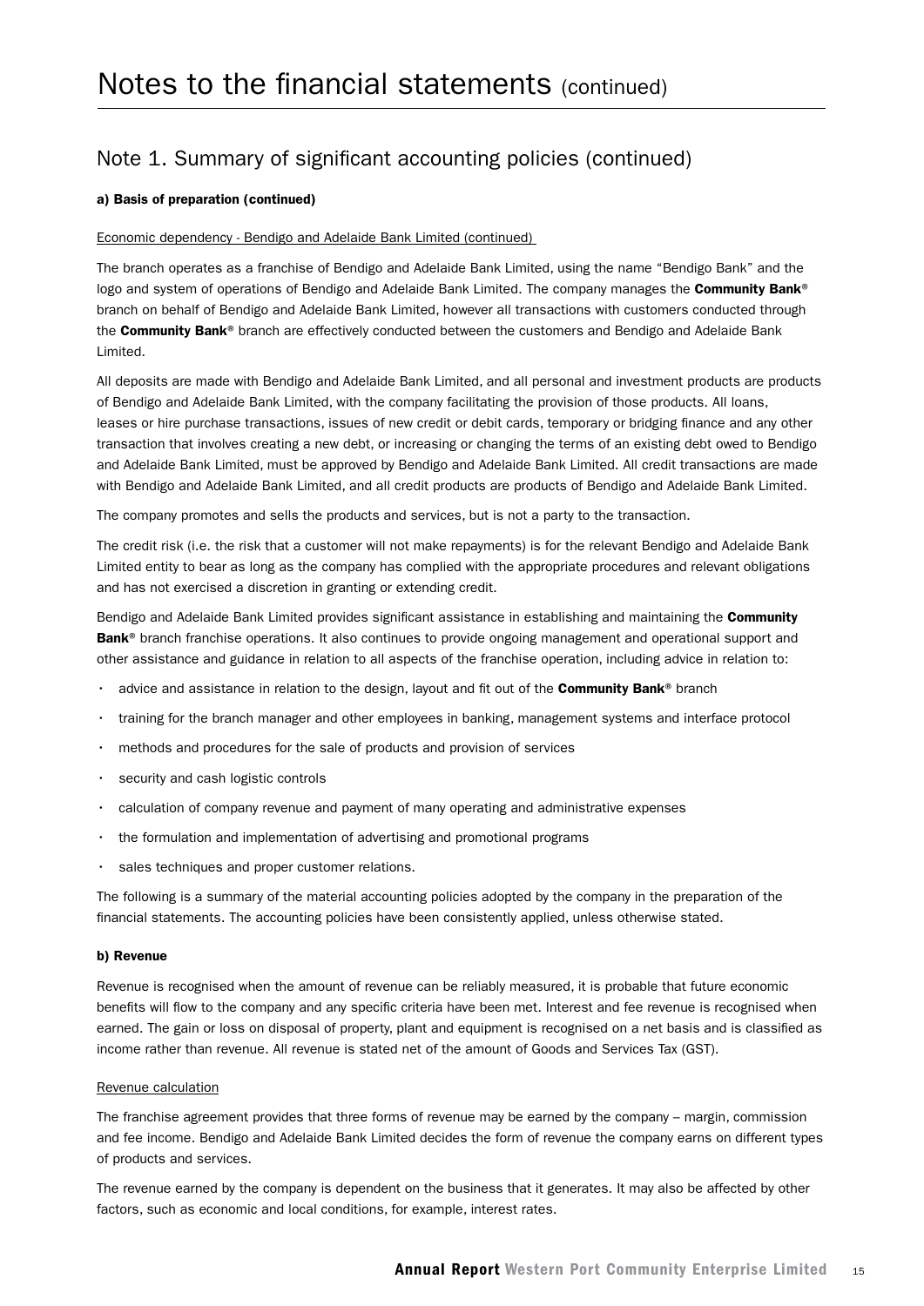# Notes to the financial statements (continued)

## Note 1. Summary of significant accounting policies (continued)

**a) Basis of preparation (continued)**

Economic dependency - Bendigo and Adelaide Bank Limited (continued)

The branch operates as a franchise of Bendigo and Adelaide Bank Limited, using the name "Bendigo Bank" and the logo and system of operations of Bendigo and Adelaide Bank Limited. The company manages the **Community Bank**® branch on behalf of Bendigo and Adelaide Bank Limited, however all transactions with customers conducted through the **Community Bank**® branch are effectively conducted between the customers and Bendigo and Adelaide Bank Limited.

All deposits are made with Bendigo and Adelaide Bank Limited, and all personal and investment products are products of Bendigo and Adelaide Bank Limited, with the company facilitating the provision of those products. All loans, leases or hire purchase transactions, issues of new credit or debit cards, temporary or bridging finance and any other transaction that involves creating a new debt, or increasing or changing the terms of an existing debt owed to Bendigo and Adelaide Bank Limited, must be approved by Bendigo and Adelaide Bank Limited. All credit transactions are made with Bendigo and Adelaide Bank Limited, and all credit products are products of Bendigo and Adelaide Bank Limited.

The company promotes and sells the products and services, but is not a party to the transaction.

The credit risk (i.e. the risk that a customer will not make repayments) is for the relevant Bendigo and Adelaide Bank Limited entity to bear as long as the company has complied with the appropriate procedures and relevant obligations and has not exercised a discretion in granting or extending credit.

Bendigo and Adelaide Bank Limited provides significant assistance in establishing and maintaining the **Community Bank**® branch franchise operations. It also continues to provide ongoing management and operational support and other assistance and guidance in relation to all aspects of the franchise operation, including advice in relation to:

- advice and assistance in relation to the design, layout and fit out of the **Community Bank**® branch
- training for the branch manager and other employees in banking, management systems and interface protocol
- methods and procedures for the sale of products and provision of services
- security and cash logistic controls
- calculation of company revenue and payment of many operating and administrative expenses
- the formulation and implementation of advertising and promotional programs
- sales techniques and proper customer relations.

The following is a summary of the material accounting policies adopted by the company in the preparation of the financial statements. The accounting policies have been consistently applied, unless otherwise stated.

**b) Revenue**

Revenue is recognised when the amount of revenue can be reliably measured, it is probable that future economic benefits will flow to the company and any specific criteria have been met. Interest and fee revenue is recognised when earned. The gain or loss on disposal of property, plant and equipment is recognised on a net basis and is classified as income rather than revenue. All revenue is stated net of the amount of Goods and Services Tax (GST).

Revenue calculation

The franchise agreement provides that three forms of revenue may be earned by the company – margin, commission and fee income. Bendigo and Adelaide Bank Limited decides the form of revenue the company earns on different types of products and services.

The revenue earned by the company is dependent on the business that it generates. It may also be affected by other factors, such as economic and local conditions, for example, interest rates.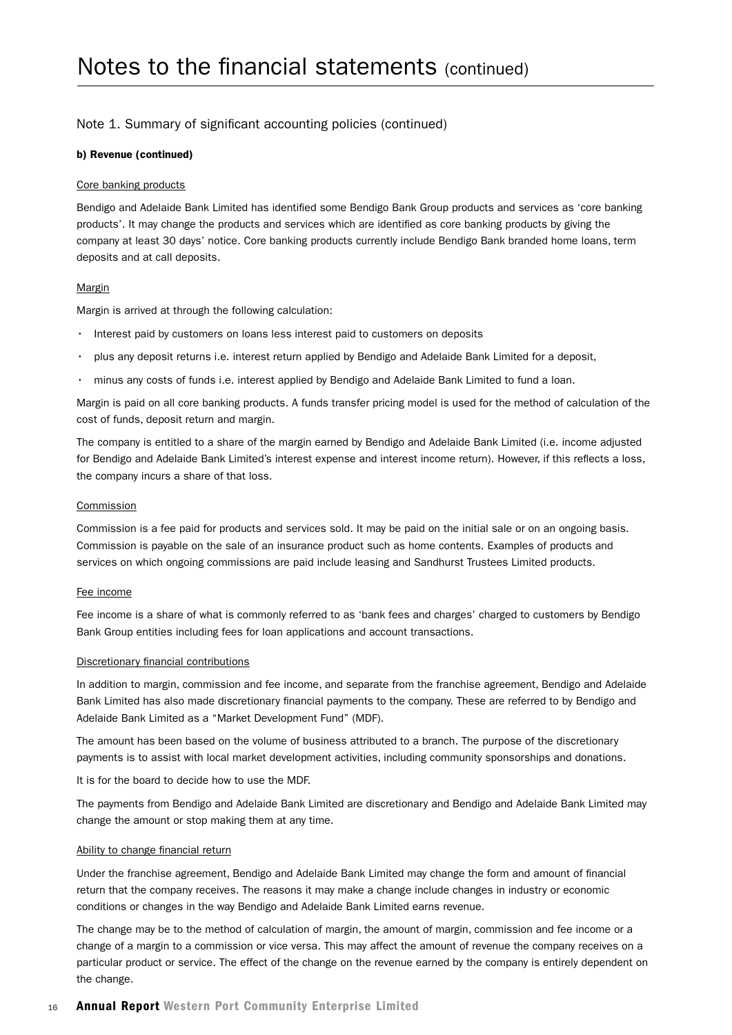# Notes to the financial statements (continued)

## Note 1. Summary of significant accounting policies (continued)

**b) Revenue (continued)**

Core banking products

Bendigo and Adelaide Bank Limited has identified some Bendigo Bank Group products and services as 'core banking products'. It may change the products and services which are identified as core banking products by giving the company at least 30 days' notice. Core banking products currently include Bendigo Bank branded home loans, term deposits and at call deposits.

Margin

Margin is arrived at through the following calculation:

- Interest paid by customers on loans less interest paid to customers on deposits
- plus any deposit returns i.e. interest return applied by Bendigo and Adelaide Bank Limited for a deposit,
- minus any costs of funds i.e. interest applied by Bendigo and Adelaide Bank Limited to fund a loan.

Margin is paid on all core banking products. A funds transfer pricing model is used for the method of calculation of the cost of funds, deposit return and margin.

The company is entitled to a share of the margin earned by Bendigo and Adelaide Bank Limited (i.e. income adjusted for Bendigo and Adelaide Bank Limited's interest expense and interest income return). However, if this reflects a loss, the company incurs a share of that loss.

Commission

Commission is a fee paid for products and services sold. It may be paid on the initial sale or on an ongoing basis. Commission is payable on the sale of an insurance product such as home contents. Examples of products and services on which ongoing commissions are paid include leasing and Sandhurst Trustees Limited products.

Fee income

Fee income is a share of what is commonly referred to as 'bank fees and charges' charged to customers by Bendigo Bank Group entities including fees for loan applications and account transactions.

Discretionary financial contributions

In addition to margin, commission and fee income, and separate from the franchise agreement, Bendigo and Adelaide Bank Limited has also made discretionary financial payments to the company. These are referred to by Bendigo and Adelaide Bank Limited as a "Market Development Fund" (MDF).

The amount has been based on the volume of business attributed to a branch. The purpose of the discretionary payments is to assist with local market development activities, including community sponsorships and donations.

It is for the board to decide how to use the MDF.

The payments from Bendigo and Adelaide Bank Limited are discretionary and Bendigo and Adelaide Bank Limited may change the amount or stop making them at any time.

Ability to change financial return

Under the franchise agreement, Bendigo and Adelaide Bank Limited may change the form and amount of financial return that the company receives. The reasons it may make a change include changes in industry or economic conditions or changes in the way Bendigo and Adelaide Bank Limited earns revenue.

The change may be to the method of calculation of margin, the amount of margin, commission and fee income or a change of a margin to a commission or vice versa. This may affect the amount of revenue the company receives on a particular product or service. The effect of the change on the revenue earned by the company is entirely dependent on the change.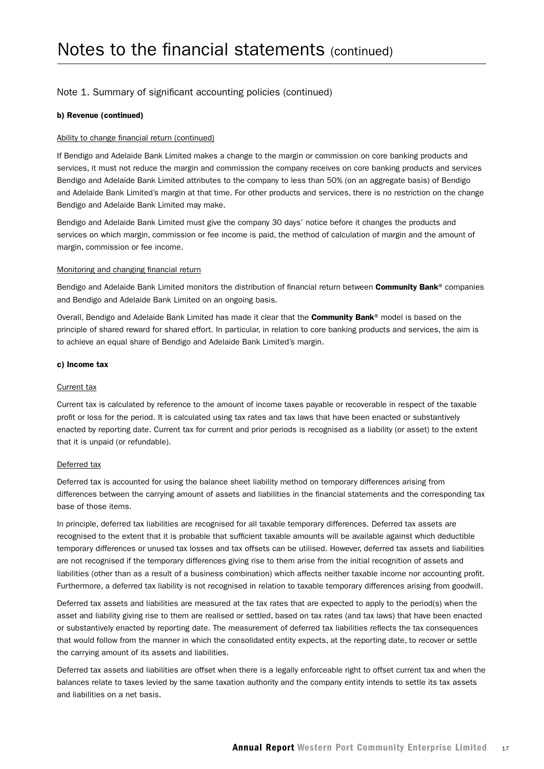# Notes to the financial statements (continued)

## Note 1. Summary of significant accounting policies (continued)

### b) Revenue (continued)

Ability to change financial return (continued)

If Bendigo and Adelaide Bank Limited makes a change to the margin or commission on core banking products and services, it must not reduce the margin and commission the company receives on core banking products and services Bendigo and Adelaide Bank Limited attributes to the company to less than 50% (on an aggregate basis) of Bendigo and Adelaide Bank Limited's margin at that time. For other products and services, there is no restriction on the change Bendigo and Adelaide Bank Limited may make.

Bendigo and Adelaide Bank Limited must give the company 30 days' notice before it changes the products and services on which margin, commission or fee income is paid, the method of calculation of margin and the amount of margin, commission or fee income.

Monitoring and changing financial return

Bendigo and Adelaide Bank Limited monitors the distribution of financial return between **Community Bank**® companies and Bendigo and Adelaide Bank Limited on an ongoing basis.

Overall, Bendigo and Adelaide Bank Limited has made it clear that the **Community Bank**® model is based on the principle of shared reward for shared effort. In particular, in relation to core banking products and services, the aim is to achieve an equal share of Bendigo and Adelaide Bank Limited's margin.

### c) Income tax

Current tax

Current tax is calculated by reference to the amount of income taxes payable or recoverable in respect of the taxable profit or loss for the period. It is calculated using tax rates and tax laws that have been enacted or substantively enacted by reporting date. Current tax for current and prior periods is recognised as a liability (or asset) to the extent that it is unpaid (or refundable).

Deferred tax

Deferred tax is accounted for using the balance sheet liability method on temporary differences arising from differences between the carrying amount of assets and liabilities in the financial statements and the corresponding tax base of those items.

In principle, deferred tax liabilities are recognised for all taxable temporary differences. Deferred tax assets are recognised to the extent that it is probable that sufficient taxable amounts will be available against which deductible temporary differences or unused tax losses and tax offsets can be utilised. However, deferred tax assets and liabilities are not recognised if the temporary differences giving rise to them arise from the initial recognition of assets and liabilities (other than as a result of a business combination) which affects neither taxable income nor accounting profit. Furthermore, a deferred tax liability is not recognised in relation to taxable temporary differences arising from goodwill.

Deferred tax assets and liabilities are measured at the tax rates that are expected to apply to the period(s) when the asset and liability giving rise to them are realised or settled, based on tax rates (and tax laws) that have been enacted or substantively enacted by reporting date. The measurement of deferred tax liabilities reflects the tax consequences that would follow from the manner in which the consolidated entity expects, at the reporting date, to recover or settle the carrying amount of its assets and liabilities.

Deferred tax assets and liabilities are offset when there is a legally enforceable right to offset current tax and when the balances relate to taxes levied by the same taxation authority and the company entity intends to settle its tax assets and liabilities on a net basis.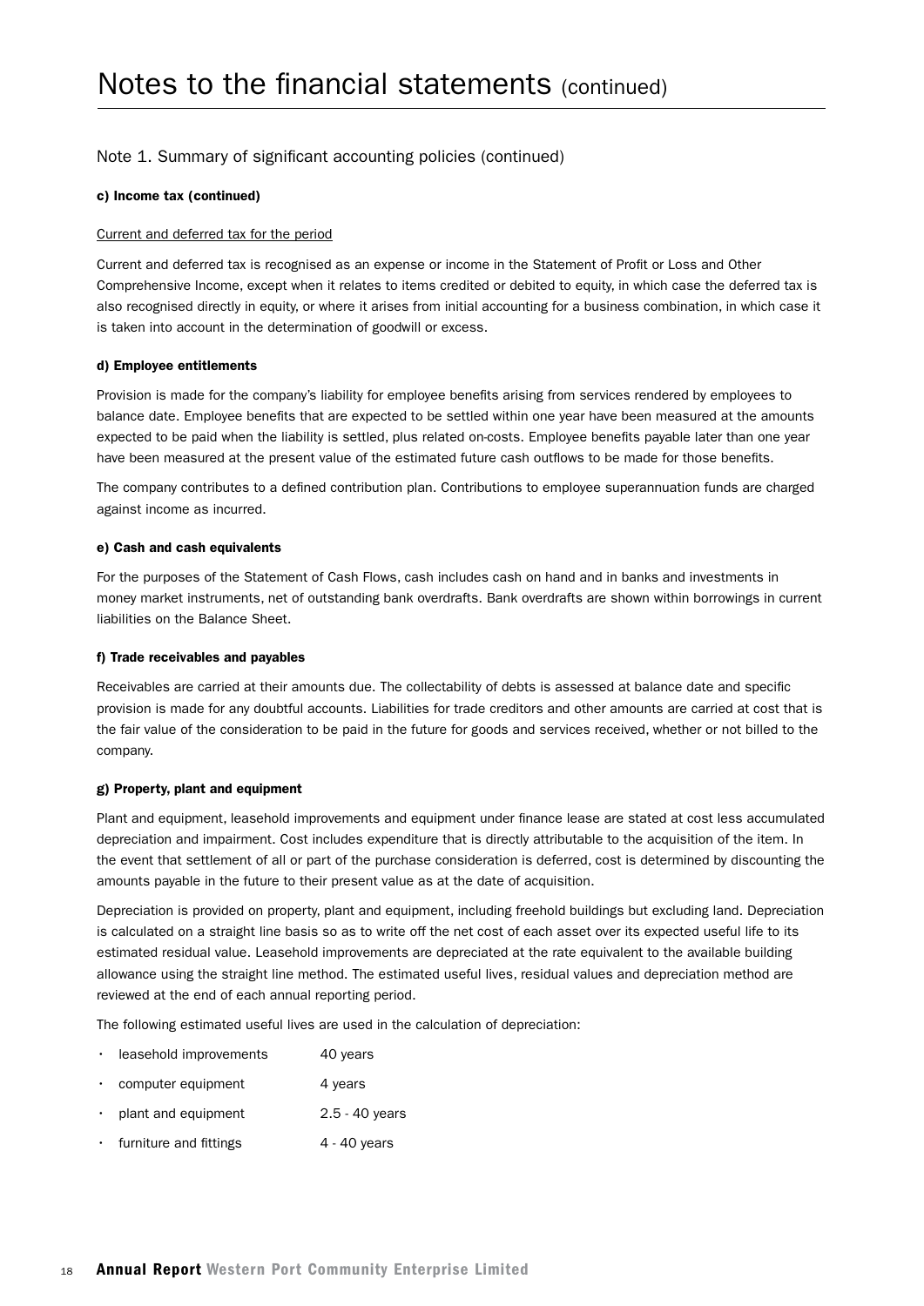# Notes to the financial statements (continued)

## Note 1. Summary of significant accounting policies (continued)

#### c) Income tax (continued)

Current and deferred tax for the period

Current and deferred tax is recognised as an expense or income in the Statement of Profit or Loss and Other Comprehensive Income, except when it relates to items credited or debited to equity, in which case the deferred tax is also recognised directly in equity, or where it arises from initial accounting for a business combination, in which case it is taken into account in the determination of goodwill or excess.

#### d) Employee entitlements

Provision is made for the company's liability for employee benefits arising from services rendered by employees to balance date. Employee benefits that are expected to be settled within one year have been measured at the amounts expected to be paid when the liability is settled, plus related on-costs. Employee benefits payable later than one year have been measured at the present value of the estimated future cash outflows to be made for those benefits.

The company contributes to a defined contribution plan. Contributions to employee superannuation funds are charged against income as incurred.

#### e) Cash and cash equivalents

For the purposes of the Statement of Cash Flows, cash includes cash on hand and in banks and investments in money market instruments, net of outstanding bank overdrafts. Bank overdrafts are shown within borrowings in current liabilities on the Balance Sheet.

#### f) Trade receivables and payables

Receivables are carried at their amounts due. The collectability of debts is assessed at balance date and specific provision is made for any doubtful accounts. Liabilities for trade creditors and other amounts are carried at cost that is the fair value of the consideration to be paid in the future for goods and services received, whether or not billed to the company.

#### g) Property, plant and equipment

Plant and equipment, leasehold improvements and equipment under finance lease are stated at cost less accumulated depreciation and impairment. Cost includes expenditure that is directly attributable to the acquisition of the item. In the event that settlement of all or part of the purchase consideration is deferred, cost is determined by discounting the amounts payable in the future to their present value as at the date of acquisition.

Depreciation is provided on property, plant and equipment, including freehold buildings but excluding land. Depreciation is calculated on a straight line basis so as to write off the net cost of each asset over its expected useful life to its estimated residual value. Leasehold improvements are depreciated at the rate equivalent to the available building allowance using the straight line method. The estimated useful lives, residual values and depreciation method are reviewed at the end of each annual reporting period.

The following estimated useful lives are used in the calculation of depreciation:

- leasehold improvements 40 years
- computer equipment 4 years
- plant and equipment 2.5 - 40 years
- furniture and fittings 4 - 40 years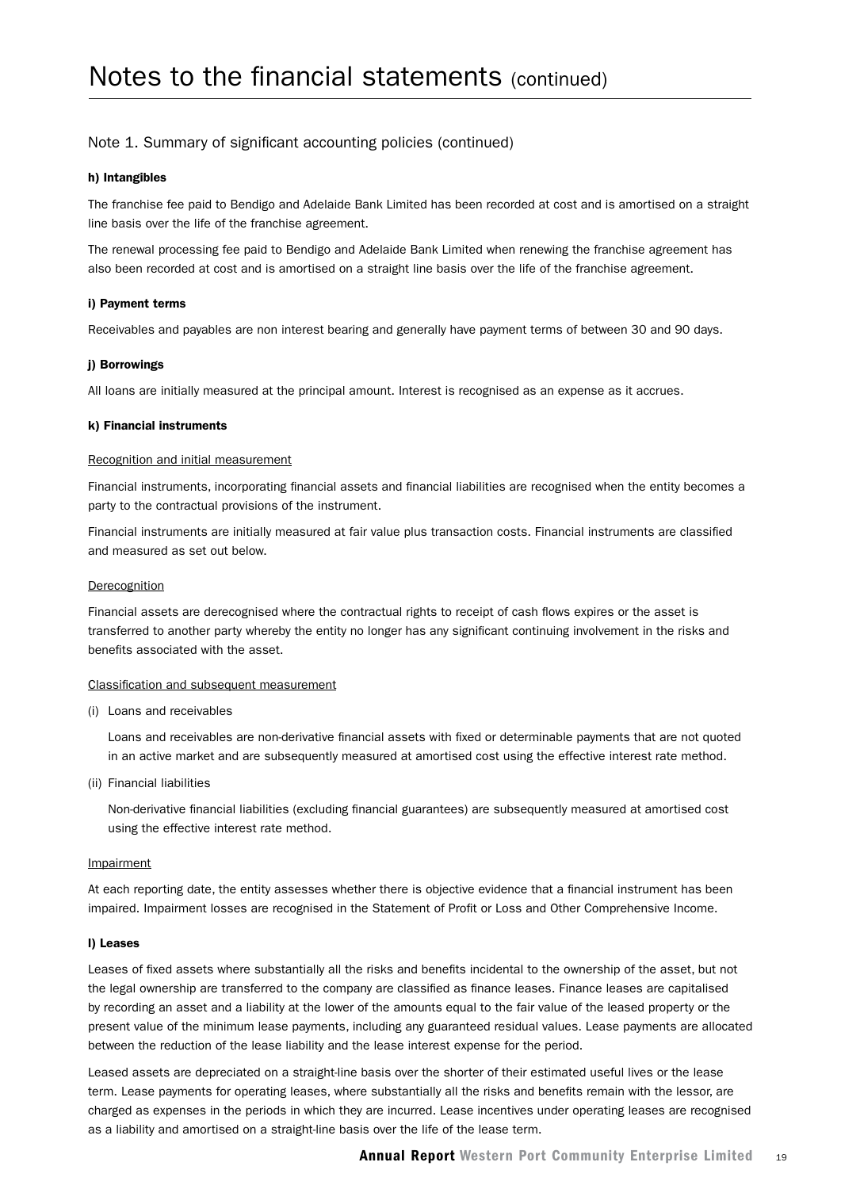# Notes to the financial statements (continued)

## Note 1. Summary of significant accounting policies (continued)

**h) Intangibles**

The franchise fee paid to Bendigo and Adelaide Bank Limited has been recorded at cost and is amortised on a straight line basis over the life of the franchise agreement.

The renewal processing fee paid to Bendigo and Adelaide Bank Limited when renewing the franchise agreement has also been recorded at cost and is amortised on a straight line basis over the life of the franchise agreement.

**i) Payment terms**

Receivables and payables are non interest bearing and generally have payment terms of between 30 and 90 days.

**j) Borrowings**

All loans are initially measured at the principal amount. Interest is recognised as an expense as it accrues.

**k) Financial instruments**

Recognition and initial measurement

Financial instruments, incorporating financial assets and financial liabilities are recognised when the entity becomes a party to the contractual provisions of the instrument.

Financial instruments are initially measured at fair value plus transaction costs. Financial instruments are classified and measured as set out below.

Derecognition

Financial assets are derecognised where the contractual rights to receipt of cash flows expires or the asset is transferred to another party whereby the entity no longer has any significant continuing involvement in the risks and benefits associated with the asset.

Classification and subsequent measurement

(i) Loans and receivables

Loans and receivables are non-derivative financial assets with fixed or determinable payments that are not quoted in an active market and are subsequently measured at amortised cost using the effective interest rate method.

(ii) Financial liabilities

Non-derivative financial liabilities (excluding financial guarantees) are subsequently measured at amortised cost using the effective interest rate method.

Impairment

At each reporting date, the entity assesses whether there is objective evidence that a financial instrument has been impaired. Impairment losses are recognised in the Statement of Profit or Loss and Other Comprehensive Income.

**l) Leases**

Leases of fixed assets where substantially all the risks and benefits incidental to the ownership of the asset, but not the legal ownership are transferred to the company are classified as finance leases. Finance leases are capitalised by recording an asset and a liability at the lower of the amounts equal to the fair value of the leased property or the present value of the minimum lease payments, including any guaranteed residual values. Lease payments are allocated between the reduction of the lease liability and the lease interest expense for the period.

Leased assets are depreciated on a straight-line basis over the shorter of their estimated useful lives or the lease term. Lease payments for operating leases, where substantially all the risks and benefits remain with the lessor, are charged as expenses in the periods in which they are incurred. Lease incentives under operating leases are recognised as a liability and amortised on a straight-line basis over the life of the lease term.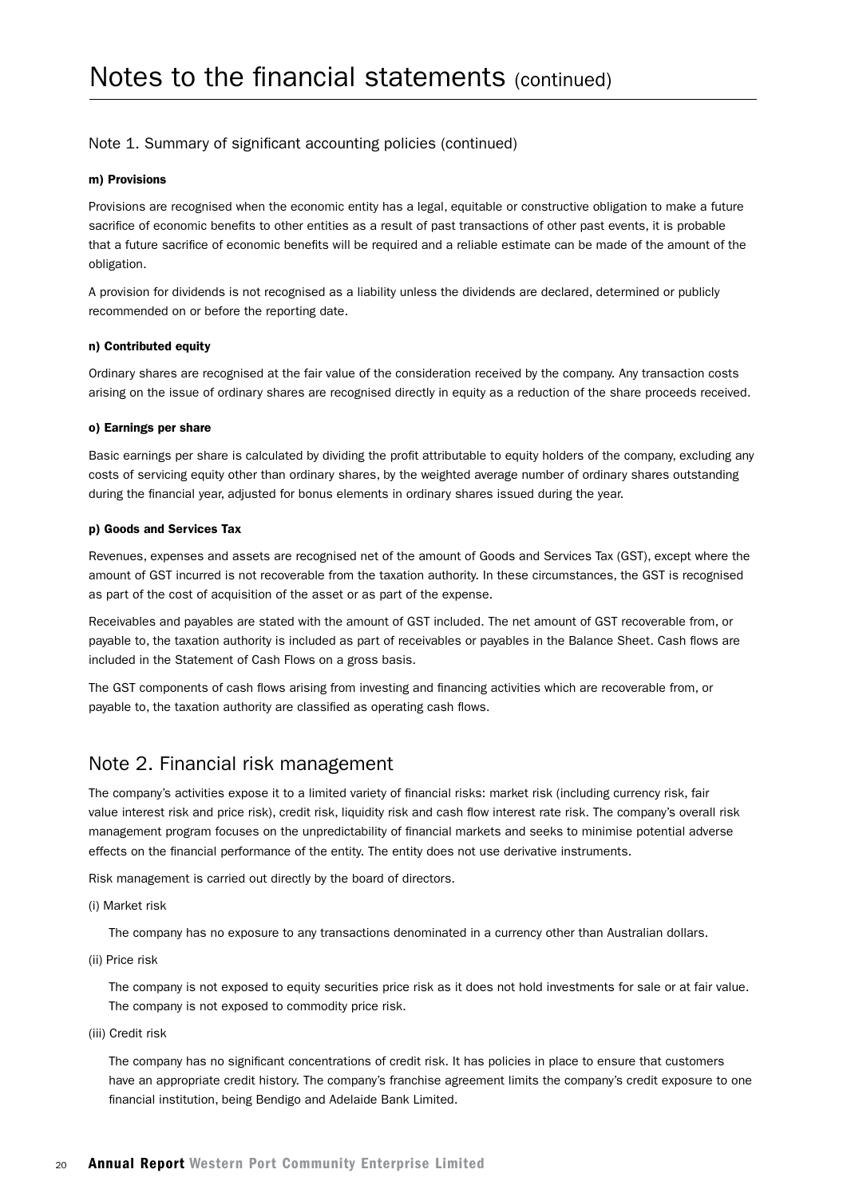# Notes to the financial statements (continued)

## Note 1. Summary of significant accounting policies (continued)

#### m) Provisions

Provisions are recognised when the economic entity has a legal, equitable or constructive obligation to make a future sacrifice of economic benefits to other entities as a result of past transactions of other past events, it is probable that a future sacrifice of economic benefits will be required and a reliable estimate can be made of the amount of the obligation.

A provision for dividends is not recognised as a liability unless the dividends are declared, determined or publicly recommended on or before the reporting date.

#### n) Contributed equity

Ordinary shares are recognised at the fair value of the consideration received by the company. Any transaction costs arising on the issue of ordinary shares are recognised directly in equity as a reduction of the share proceeds received.

#### o) Earnings per share

Basic earnings per share is calculated by dividing the profit attributable to equity holders of the company, excluding any costs of servicing equity other than ordinary shares, by the weighted average number of ordinary shares outstanding during the financial year, adjusted for bonus elements in ordinary shares issued during the year.

#### p) Goods and Services Tax

Revenues, expenses and assets are recognised net of the amount of Goods and Services Tax (GST), except where the amount of GST incurred is not recoverable from the taxation authority. In these circumstances, the GST is recognised as part of the cost of acquisition of the asset or as part of the expense.

Receivables and payables are stated with the amount of GST included. The net amount of GST recoverable from, or payable to, the taxation authority is included as part of receivables or payables in the Balance Sheet. Cash flows are included in the Statement of Cash Flows on a gross basis.

The GST components of cash flows arising from investing and financing activities which are recoverable from, or payable to, the taxation authority are classified as operating cash flows.

## Note 2. Financial risk management

The company's activities expose it to a limited variety of financial risks: market risk (including currency risk, fair value interest risk and price risk), credit risk, liquidity risk and cash flow interest rate risk. The company's overall risk management program focuses on the unpredictability of financial markets and seeks to minimise potential adverse effects on the financial performance of the entity. The entity does not use derivative instruments.

Risk management is carried out directly by the board of directors.

(i) Market risk

The company has no exposure to any transactions denominated in a currency other than Australian dollars.

(ii) Price risk

The company is not exposed to equity securities price risk as it does not hold investments for sale or at fair value. The company is not exposed to commodity price risk.

(iii) Credit risk

The company has no significant concentrations of credit risk. It has policies in place to ensure that customers have an appropriate credit history. The company's franchise agreement limits the company's credit exposure to one financial institution, being Bendigo and Adelaide Bank Limited.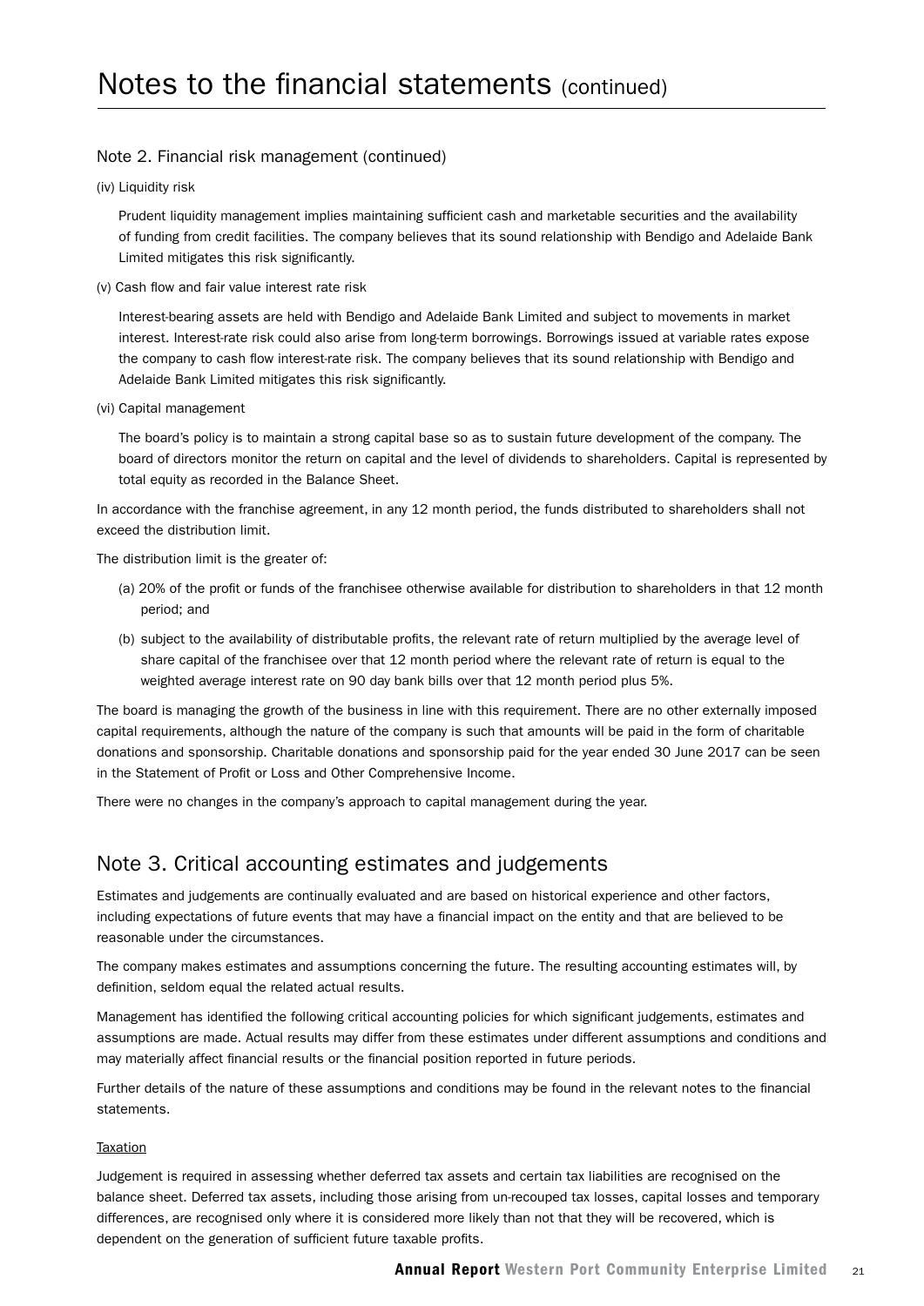# Notes to the financial statements (continued)

## Note 2. Financial risk management (continued)

(iv) Liquidity risk

Prudent liquidity management implies maintaining sufficient cash and marketable securities and the availability of funding from credit facilities. The company believes that its sound relationship with Bendigo and Adelaide Bank Limited mitigates this risk significantly.

(v) Cash flow and fair value interest rate risk

Interest-bearing assets are held with Bendigo and Adelaide Bank Limited and subject to movements in market interest. Interest-rate risk could also arise from long-term borrowings. Borrowings issued at variable rates expose the company to cash flow interest-rate risk. The company believes that its sound relationship with Bendigo and Adelaide Bank Limited mitigates this risk significantly.

(vi) Capital management

The board's policy is to maintain a strong capital base so as to sustain future development of the company. The board of directors monitor the return on capital and the level of dividends to shareholders. Capital is represented by total equity as recorded in the Balance Sheet.

In accordance with the franchise agreement, in any 12 month period, the funds distributed to shareholders shall not exceed the distribution limit.

The distribution limit is the greater of:

(a) 20% of the profit or funds of the franchisee otherwise available for distribution to shareholders in that 12 month period; and

(b) subject to the availability of distributable profits, the relevant rate of return multiplied by the average level of share capital of the franchisee over that 12 month period where the relevant rate of return is equal to the weighted average interest rate on 90 day bank bills over that 12 month period plus 5%.

The board is managing the growth of the business in line with this requirement. There are no other externally imposed capital requirements, although the nature of the company is such that amounts will be paid in the form of charitable donations and sponsorship. Charitable donations and sponsorship paid for the year ended 30 June 2017 can be seen in the Statement of Profit or Loss and Other Comprehensive Income.

There were no changes in the company's approach to capital management during the year.

## Note 3. Critical accounting estimates and judgements

Estimates and judgements are continually evaluated and are based on historical experience and other factors, including expectations of future events that may have a financial impact on the entity and that are believed to be reasonable under the circumstances.

The company makes estimates and assumptions concerning the future. The resulting accounting estimates will, by definition, seldom equal the related actual results.

Management has identified the following critical accounting policies for which significant judgements, estimates and assumptions are made. Actual results may differ from these estimates under different assumptions and conditions and may materially affect financial results or the financial position reported in future periods.

Further details of the nature of these assumptions and conditions may be found in the relevant notes to the financial statements.

Taxation

Judgement is required in assessing whether deferred tax assets and certain tax liabilities are recognised on the balance sheet. Deferred tax assets, including those arising from un-recouped tax losses, capital losses and temporary differences, are recognised only where it is considered more likely than not that they will be recovered, which is dependent on the generation of sufficient future taxable profits.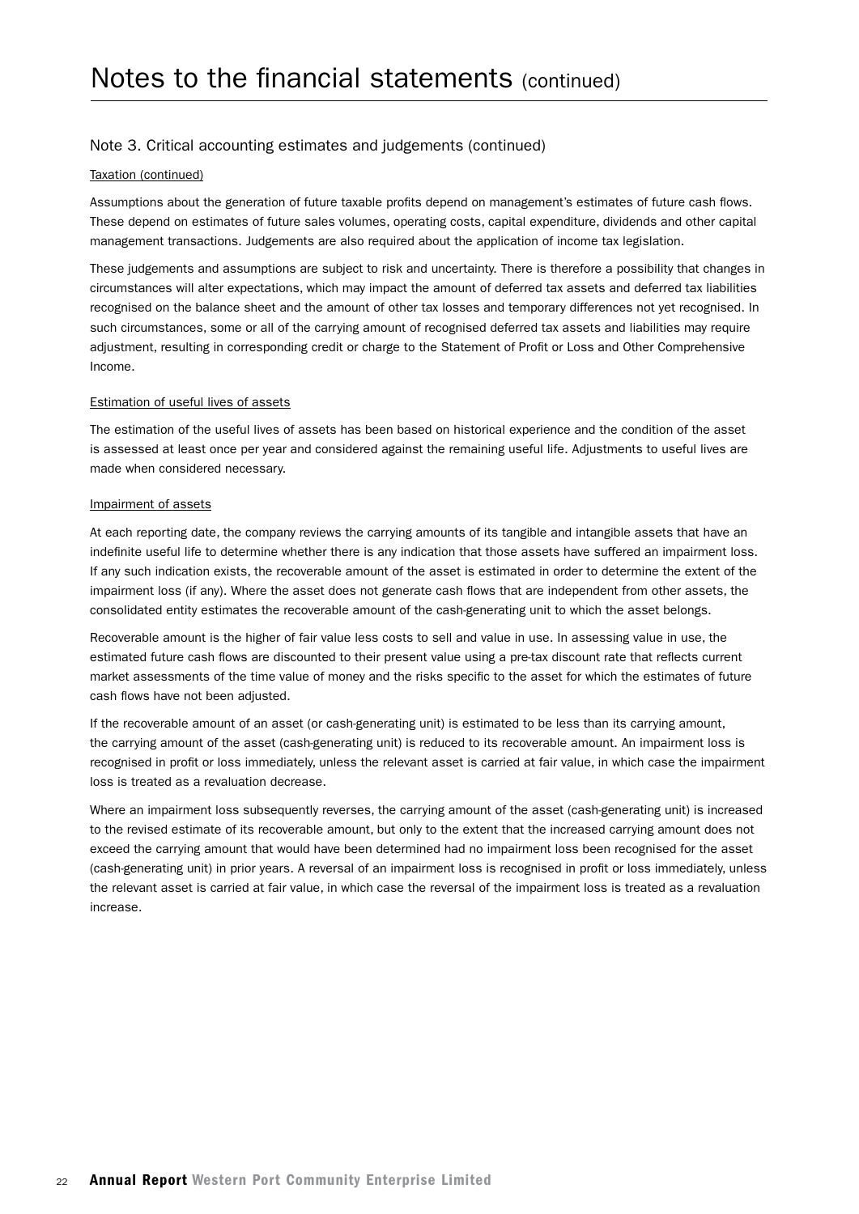# Notes to the financial statements (continued)

## Note 3. Critical accounting estimates and judgements (continued)

Taxation (continued)

Assumptions about the generation of future taxable profits depend on management's estimates of future cash flows. These depend on estimates of future sales volumes, operating costs, capital expenditure, dividends and other capital management transactions. Judgements are also required about the application of income tax legislation.

These judgements and assumptions are subject to risk and uncertainty. There is therefore a possibility that changes in circumstances will alter expectations, which may impact the amount of deferred tax assets and deferred tax liabilities recognised on the balance sheet and the amount of other tax losses and temporary differences not yet recognised. In such circumstances, some or all of the carrying amount of recognised deferred tax assets and liabilities may require adjustment, resulting in corresponding credit or charge to the Statement of Profit or Loss and Other Comprehensive Income.

Estimation of useful lives of assets

The estimation of the useful lives of assets has been based on historical experience and the condition of the asset is assessed at least once per year and considered against the remaining useful life. Adjustments to useful lives are made when considered necessary.

Impairment of assets

At each reporting date, the company reviews the carrying amounts of its tangible and intangible assets that have an indefinite useful life to determine whether there is any indication that those assets have suffered an impairment loss. If any such indication exists, the recoverable amount of the asset is estimated in order to determine the extent of the impairment loss (if any). Where the asset does not generate cash flows that are independent from other assets, the consolidated entity estimates the recoverable amount of the cash-generating unit to which the asset belongs.

Recoverable amount is the higher of fair value less costs to sell and value in use. In assessing value in use, the estimated future cash flows are discounted to their present value using a pre-tax discount rate that reflects current market assessments of the time value of money and the risks specific to the asset for which the estimates of future cash flows have not been adjusted.

If the recoverable amount of an asset (or cash-generating unit) is estimated to be less than its carrying amount, the carrying amount of the asset (cash-generating unit) is reduced to its recoverable amount. An impairment loss is recognised in profit or loss immediately, unless the relevant asset is carried at fair value, in which case the impairment loss is treated as a revaluation decrease.

Where an impairment loss subsequently reverses, the carrying amount of the asset (cash-generating unit) is increased to the revised estimate of its recoverable amount, but only to the extent that the increased carrying amount does not exceed the carrying amount that would have been determined had no impairment loss been recognised for the asset (cash-generating unit) in prior years. A reversal of an impairment loss is recognised in profit or loss immediately, unless the relevant asset is carried at fair value, in which case the reversal of the impairment loss is treated as a revaluation increase.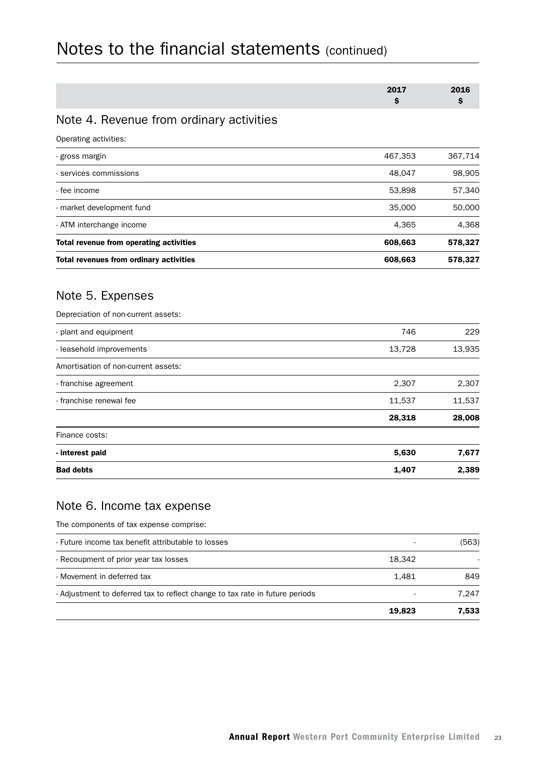# Notes to the financial statements (continued)

| | 2017 $ | 2016 $ |
|---|---|---|

## Note 4. Revenue from ordinary activities

| | 2017 $ | 2016 $ |
|---|---|---|
| Operating activities: | | |
| - gross margin | 467,353 | 367,714 |
| - services commissions | 48,047 | 98,905 |
| - fee income | 53,898 | 57,340 |
| - market development fund | 35,000 | 50,000 |
| - ATM interchange income | 4,365 | 4,368 |
| **Total revenue from operating activities** | **608,663** | **578,327** |
| **Total revenues from ordinary activities** | **608,663** | **578,327** |

## Note 5. Expenses

| | 2017 $ | 2016 $ |
|---|---|---|
| Depreciation of non-current assets: | | |
| - plant and equipment | 746 | 229 |
| - leasehold improvements | 13,728 | 13,935 |
| Amortisation of non-current assets: | | |
| - franchise agreement | 2,307 | 2,307 |
| - franchise renewal fee | 11,537 | 11,537 |
| | **28,318** | **28,008** |
| Finance costs: | | |
| **- interest paid** | **5,630** | **7,677** |
| **Bad debts** | **1,407** | **2,389** |

## Note 6. Income tax expense

| | 2017 $ | 2016 $ |
|---|---|---|
| The components of tax expense comprise: | | |
| - Future income tax benefit attributable to losses | - | (563) |
| - Recoupment of prior year tax losses | 18,342 | - |
| - Movement in deferred tax | 1,481 | 849 |
| - Adjustment to deferred tax to reflect change to tax rate in future periods | - | 7,247 |
| | **19,823** | **7,533** |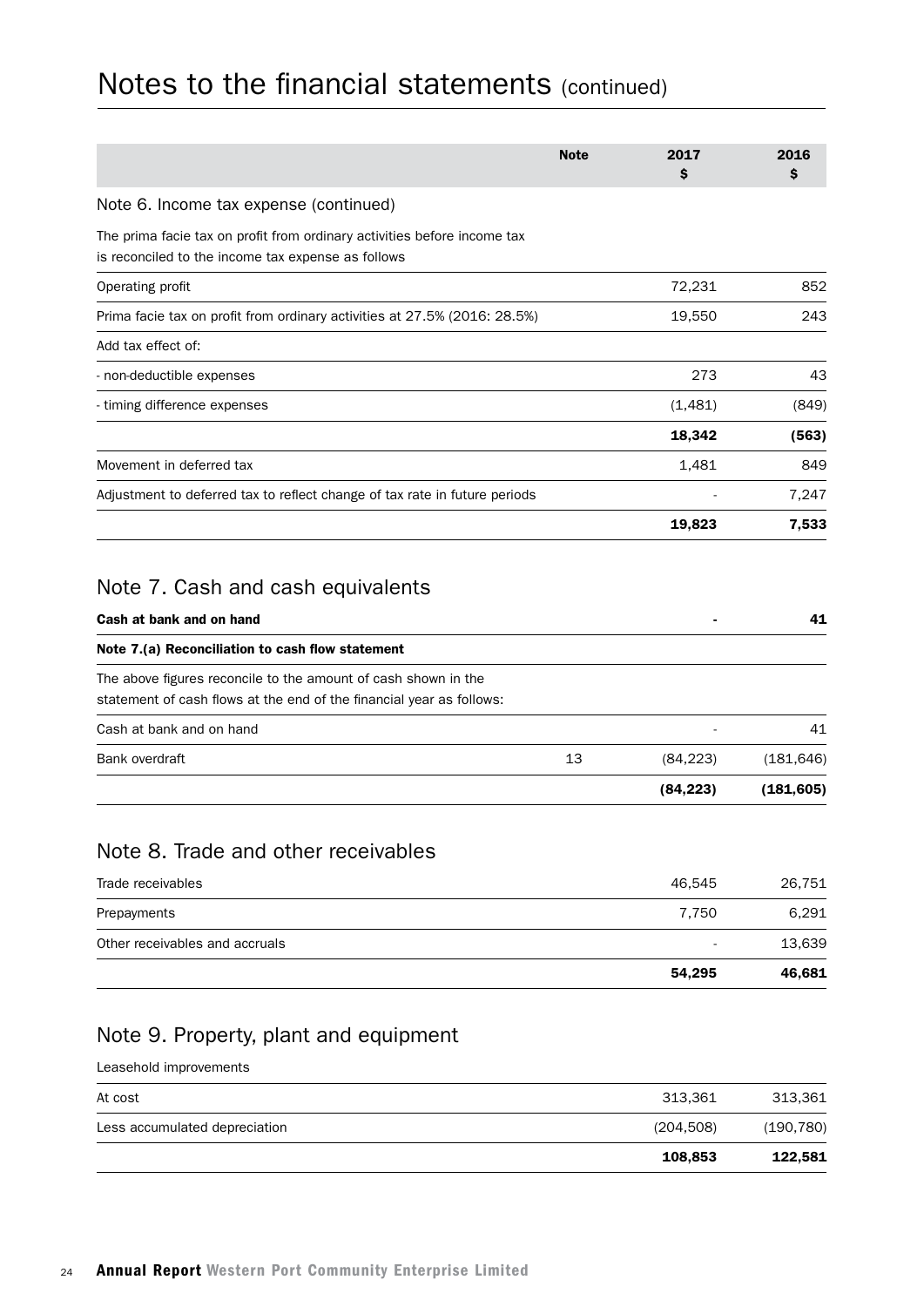# Notes to the financial statements (continued)

| | Note | 2017 $ | 2016 $ |
|---|---|---|---|
| **Note 6. Income tax expense (continued)** | | | |
| The prima facie tax on profit from ordinary activities before income tax is reconciled to the income tax expense as follows | | | |
| Operating profit | | 72,231 | 852 |
| Prima facie tax on profit from ordinary activities at 27.5% (2016: 28.5%) | | 19,550 | 243 |
| Add tax effect of: | | | |
| - non-deductible expenses | | 273 | 43 |
| - timing difference expenses | | (1,481) | (849) |
| | | **18,342** | **(563)** |
| Movement in deferred tax | | 1,481 | 849 |
| Adjustment to deferred tax to reflect change of tax rate in future periods | | - | 7,247 |
| | | **19,823** | **7,533** |

## Note 7. Cash and cash equivalents

| | Note | 2017 $ | 2016 $ |
|---|---|---|---|
| **Cash at bank and on hand** | | **-** | **41** |
| **Note 7.(a) Reconciliation to cash flow statement** | | | |
| The above figures reconcile to the amount of cash shown in the statement of cash flows at the end of the financial year as follows: | | | |
| Cash at bank and on hand | | - | 41 |
| Bank overdraft | 13 | (84,223) | (181,646) |
| | | **(84,223)** | **(181,605)** |

## Note 8. Trade and other receivables

| | 2017 $ | 2016 $ |
|---|---|---|
| Trade receivables | 46,545 | 26,751 |
| Prepayments | 7,750 | 6,291 |
| Other receivables and accruals | - | 13,639 |
| | **54,295** | **46,681** |

## Note 9. Property, plant and equipment

| | 2017 $ | 2016 $ |
|---|---|---|
| Leasehold improvements | | |
| At cost | 313,361 | 313,361 |
| Less accumulated depreciation | (204,508) | (190,780) |
| | **108,853** | **122,581** |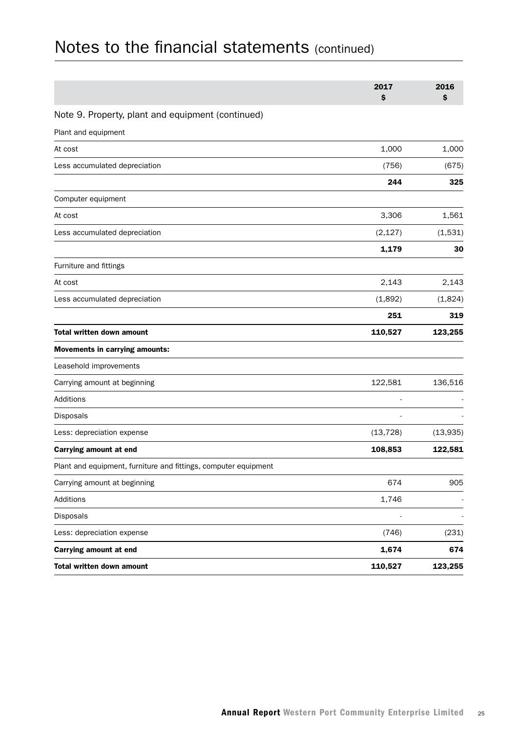# Notes to the financial statements (continued)

| | 2017<br>$ | 2016<br>$ |
|---|---|---|
| **Note 9. Property, plant and equipment (continued)** | | |
| Plant and equipment | | |
| At cost | 1,000 | 1,000 |
| Less accumulated depreciation | (756) | (675) |
| | **244** | **325** |
| Computer equipment | | |
| At cost | 3,306 | 1,561 |
| Less accumulated depreciation | (2,127) | (1,531) |
| | **1,179** | **30** |
| Furniture and fittings | | |
| At cost | 2,143 | 2,143 |
| Less accumulated depreciation | (1,892) | (1,824) |
| | **251** | **319** |
| **Total written down amount** | **110,527** | **123,255** |
| **Movements in carrying amounts:** | | |
| Leasehold improvements | | |
| Carrying amount at beginning | 122,581 | 136,516 |
| Additions | - | - |
| Disposals | - | - |
| Less: depreciation expense | (13,728) | (13,935) |
| **Carrying amount at end** | **108,853** | **122,581** |
| Plant and equipment, furniture and fittings, computer equipment | | |
| Carrying amount at beginning | 674 | 905 |
| Additions | 1,746 | - |
| Disposals | - | - |
| Less: depreciation expense | (746) | (231) |
| **Carrying amount at end** | **1,674** | **674** |
| **Total written down amount** | **110,527** | **123,255** |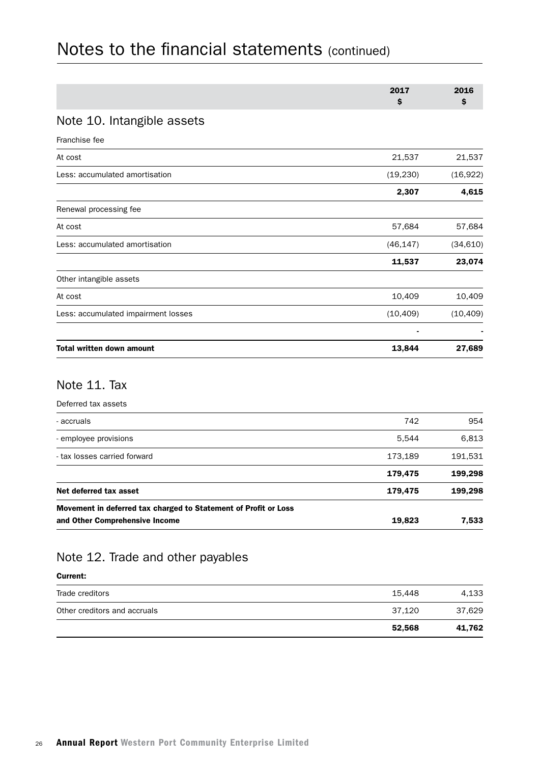# Notes to the financial statements (continued)

| | 2017<br>$ | 2016<br>$ |
|---|---|---|

## Note 10. Intangible assets

| | 2017<br>$ | 2016<br>$ |
|---|---|---|
| Franchise fee | | |
| At cost | 21,537 | 21,537 |
| Less: accumulated amortisation | (19,230) | (16,922) |
| | **2,307** | **4,615** |
| Renewal processing fee | | |
| At cost | 57,684 | 57,684 |
| Less: accumulated amortisation | (46,147) | (34,610) |
| | **11,537** | **23,074** |
| Other intangible assets | | |
| At cost | 10,409 | 10,409 |
| Less: accumulated impairment losses | (10,409) | (10,409) |
| | - | - |
| **Total written down amount** | **13,844** | **27,689** |

## Note 11. Tax

| | 2017<br>$ | 2016<br>$ |
|---|---|---|
| Deferred tax assets | | |
| - accruals | 742 | 954 |
| - employee provisions | 5,544 | 6,813 |
| - tax losses carried forward | 173,189 | 191,531 |
| | **179,475** | **199,298** |
| **Net deferred tax asset** | **179,475** | **199,298** |
| **Movement in deferred tax charged to Statement of Profit or Loss and Other Comprehensive Income** | **19,823** | **7,533** |

## Note 12. Trade and other payables

| | 2017<br>$ | 2016<br>$ |
|---|---|---|
| **Current:** | | |
| Trade creditors | 15,448 | 4,133 |
| Other creditors and accruals | 37,120 | 37,629 |
| | **52,568** | **41,762** |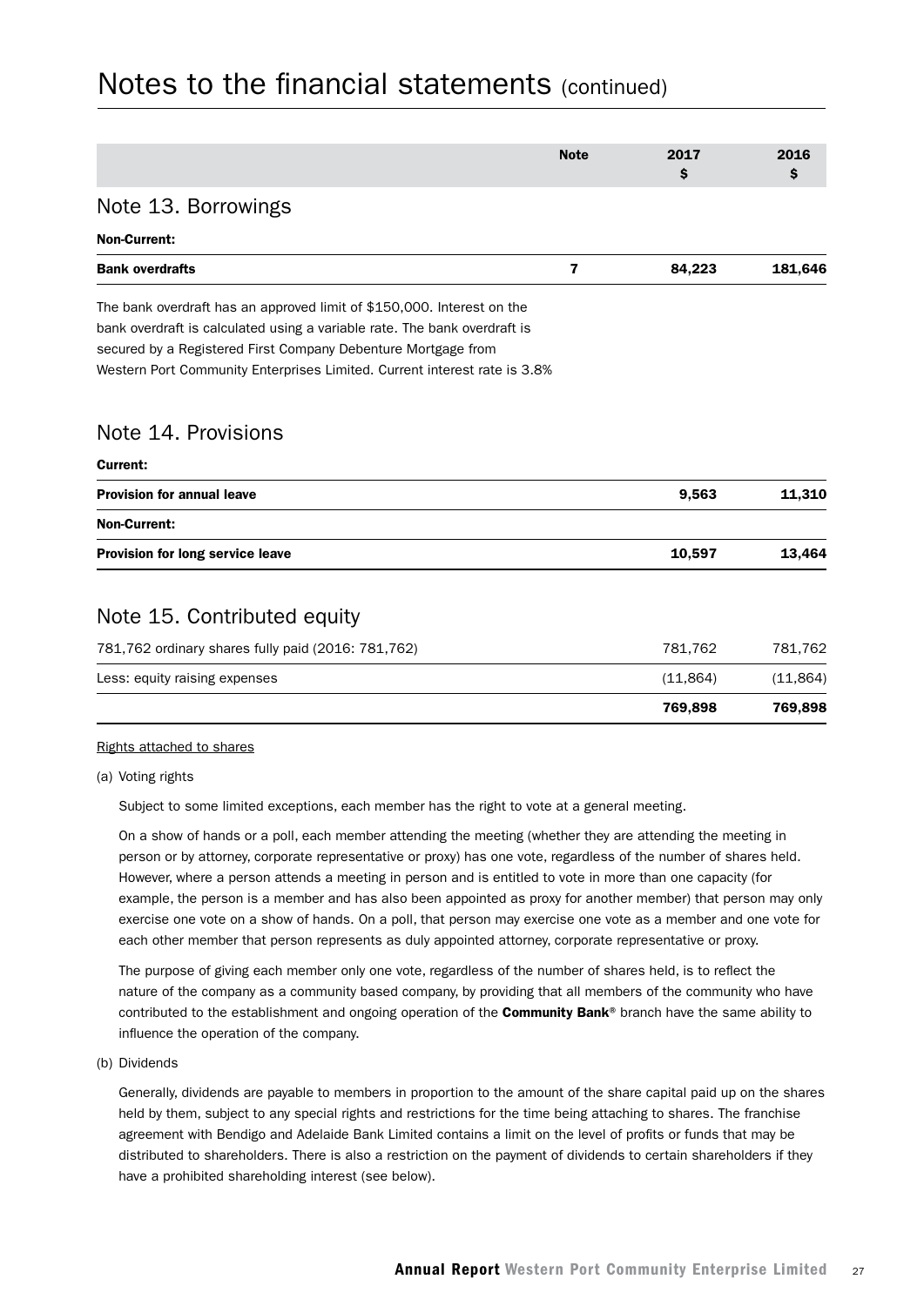# Notes to the financial statements (continued)

| | Note | 2017 $ | 2016 $ |
|---|---|---|---|
| **Note 13. Borrowings** | | | |
| **Non-Current:** | | | |
| **Bank overdrafts** | **7** | **84,223** | **181,646** |

The bank overdraft has an approved limit of $150,000. Interest on the bank overdraft is calculated using a variable rate. The bank overdraft is secured by a Registered First Company Debenture Mortgage from Western Port Community Enterprises Limited. Current interest rate is 3.8%

## Note 14. Provisions

| | 2017 $ | 2016 $ |
|---|---|---|
| **Current:** | | |
| **Provision for annual leave** | **9,563** | **11,310** |
| **Non-Current:** | | |
| **Provision for long service leave** | **10,597** | **13,464** |

## Note 15. Contributed equity

| | 2017 $ | 2016 $ |
|---|---|---|
| 781,762 ordinary shares fully paid (2016: 781,762) | 781,762 | 781,762 |
| Less: equity raising expenses | (11,864) | (11,864) |
| | **769,898** | **769,898** |

Rights attached to shares

(a) Voting rights

Subject to some limited exceptions, each member has the right to vote at a general meeting.

On a show of hands or a poll, each member attending the meeting (whether they are attending the meeting in person or by attorney, corporate representative or proxy) has one vote, regardless of the number of shares held. However, where a person attends a meeting in person and is entitled to vote in more than one capacity (for example, the person is a member and has also been appointed as proxy for another member) that person may only exercise one vote on a show of hands. On a poll, that person may exercise one vote as a member and one vote for each other member that person represents as duly appointed attorney, corporate representative or proxy.

The purpose of giving each member only one vote, regardless of the number of shares held, is to reflect the nature of the company as a community based company, by providing that all members of the community who have contributed to the establishment and ongoing operation of the **Community Bank**® branch have the same ability to influence the operation of the company.

(b) Dividends

Generally, dividends are payable to members in proportion to the amount of the share capital paid up on the shares held by them, subject to any special rights and restrictions for the time being attaching to shares. The franchise agreement with Bendigo and Adelaide Bank Limited contains a limit on the level of profits or funds that may be distributed to shareholders. There is also a restriction on the payment of dividends to certain shareholders if they have a prohibited shareholding interest (see below).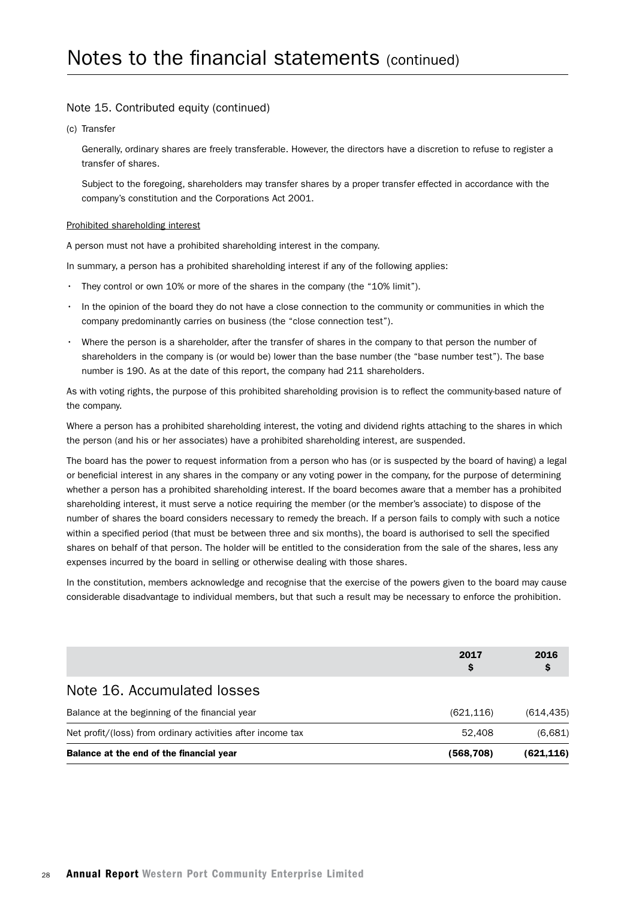# Notes to the financial statements (continued)

## Note 15. Contributed equity (continued)

(c) Transfer

Generally, ordinary shares are freely transferable. However, the directors have a discretion to refuse to register a transfer of shares.

Subject to the foregoing, shareholders may transfer shares by a proper transfer effected in accordance with the company's constitution and the Corporations Act 2001.

Prohibited shareholding interest

A person must not have a prohibited shareholding interest in the company.

In summary, a person has a prohibited shareholding interest if any of the following applies:

- They control or own 10% or more of the shares in the company (the "10% limit").
- In the opinion of the board they do not have a close connection to the community or communities in which the company predominantly carries on business (the "close connection test").
- Where the person is a shareholder, after the transfer of shares in the company to that person the number of shareholders in the company is (or would be) lower than the base number (the "base number test"). The base number is 190. As at the date of this report, the company had 211 shareholders.

As with voting rights, the purpose of this prohibited shareholding provision is to reflect the community-based nature of the company.

Where a person has a prohibited shareholding interest, the voting and dividend rights attaching to the shares in which the person (and his or her associates) have a prohibited shareholding interest, are suspended.

The board has the power to request information from a person who has (or is suspected by the board of having) a legal or beneficial interest in any shares in the company or any voting power in the company, for the purpose of determining whether a person has a prohibited shareholding interest. If the board becomes aware that a member has a prohibited shareholding interest, it must serve a notice requiring the member (or the member's associate) to dispose of the number of shares the board considers necessary to remedy the breach. If a person fails to comply with such a notice within a specified period (that must be between three and six months), the board is authorised to sell the specified shares on behalf of that person. The holder will be entitled to the consideration from the sale of the shares, less any expenses incurred by the board in selling or otherwise dealing with those shares.

In the constitution, members acknowledge and recognise that the exercise of the powers given to the board may cause considerable disadvantage to individual members, but that such a result may be necessary to enforce the prohibition.

## Note 16. Accumulated losses

| | 2017 $ | 2016 $ |
|---|---|---|
| Balance at the beginning of the financial year | (621,116) | (614,435) |
| Net profit/(loss) from ordinary activities after income tax | 52,408 | (6,681) |
| **Balance at the end of the financial year** | **(568,708)** | **(621,116)** |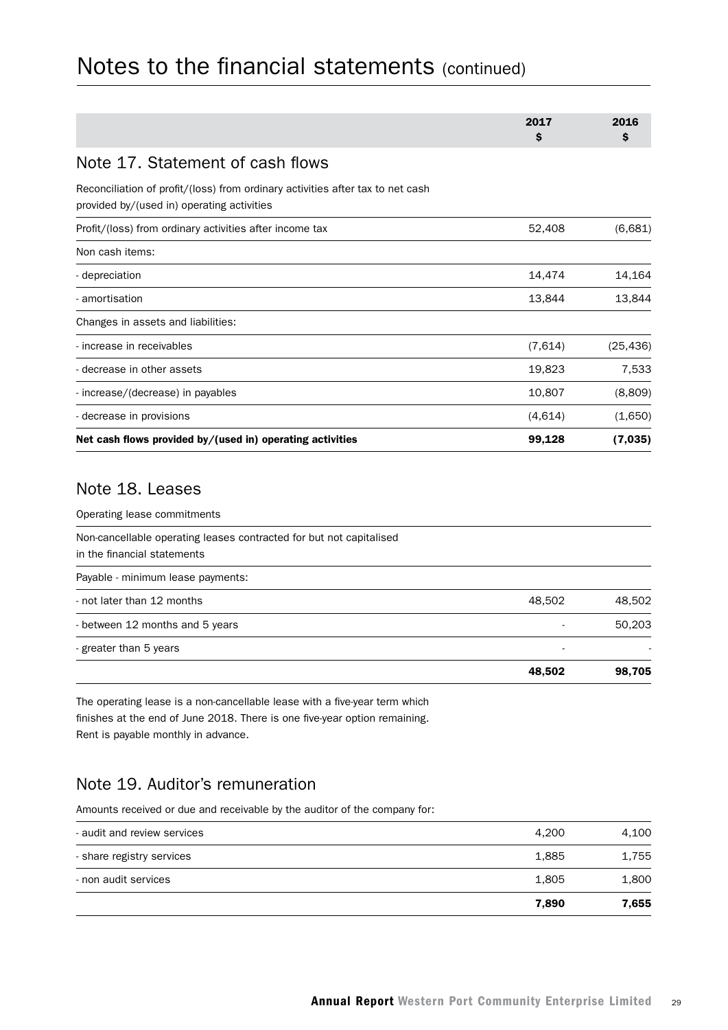# Notes to the financial statements (continued)

| | 2017<br>$ | 2016<br>$ |
|---|---|---|

## Note 17. Statement of cash flows

Reconciliation of profit/(loss) from ordinary activities after tax to net cash provided by/(used in) operating activities

| | 2017<br>$ | 2016<br>$ |
|---|---|---|
| Profit/(loss) from ordinary activities after income tax | 52,408 | (6,681) |
| Non cash items: | | |
| - depreciation | 14,474 | 14,164 |
| - amortisation | 13,844 | 13,844 |
| Changes in assets and liabilities: | | |
| - increase in receivables | (7,614) | (25,436) |
| - decrease in other assets | 19,823 | 7,533 |
| - increase/(decrease) in payables | 10,807 | (8,809) |
| - decrease in provisions | (4,614) | (1,650) |
| **Net cash flows provided by/(used in) operating activities** | **99,128** | **(7,035)** |

## Note 18. Leases

Operating lease commitments

| | 2017<br>$ | 2016<br>$ |
|---|---|---|
| Non-cancellable operating leases contracted for but not capitalised in the financial statements | | |
| Payable - minimum lease payments: | | |
| - not later than 12 months | 48,502 | 48,502 |
| - between 12 months and 5 years | - | 50,203 |
| - greater than 5 years | - | - |
| | **48,502** | **98,705** |

The operating lease is a non-cancellable lease with a five-year term which finishes at the end of June 2018. There is one five-year option remaining. Rent is payable monthly in advance.

## Note 19. Auditor's remuneration

Amounts received or due and receivable by the auditor of the company for:

| | 2017<br>$ | 2016<br>$ |
|---|---|---|
| - audit and review services | 4,200 | 4,100 |
| - share registry services | 1,885 | 1,755 |
| - non audit services | 1,805 | 1,800 |
| | **7,890** | **7,655** |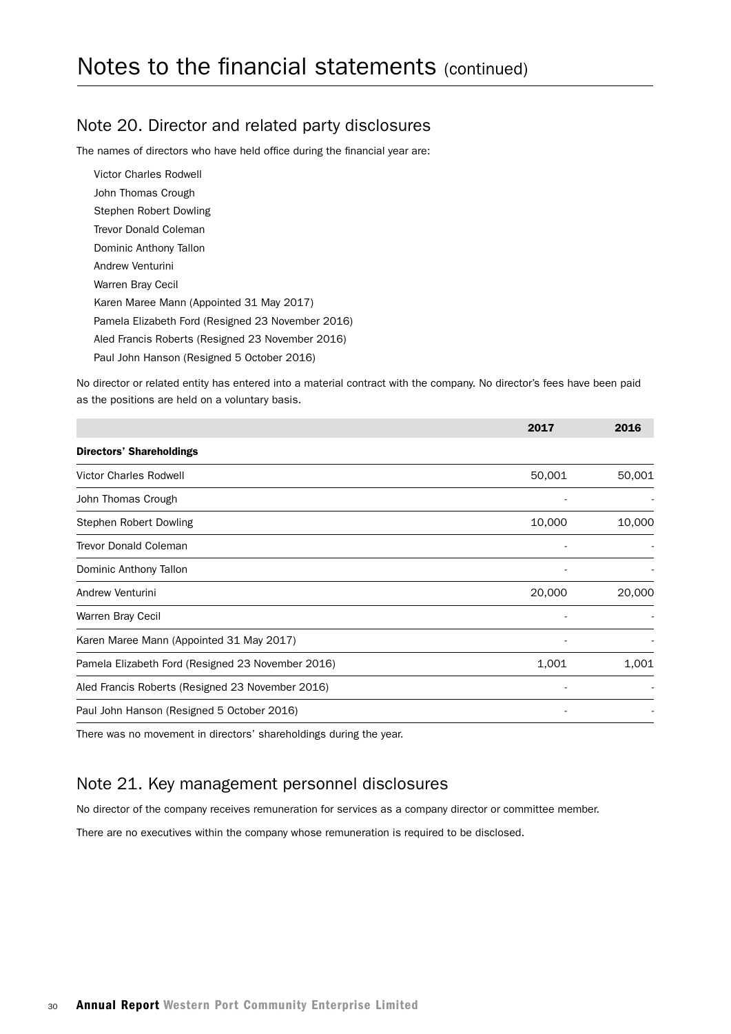# Notes to the financial statements (continued)

## Note 20. Director and related party disclosures

The names of directors who have held office during the financial year are:

Victor Charles Rodwell
John Thomas Crough
Stephen Robert Dowling
Trevor Donald Coleman
Dominic Anthony Tallon
Andrew Venturini
Warren Bray Cecil
Karen Maree Mann (Appointed 31 May 2017)
Pamela Elizabeth Ford (Resigned 23 November 2016)
Aled Francis Roberts (Resigned 23 November 2016)
Paul John Hanson (Resigned 5 October 2016)

No director or related entity has entered into a material contract with the company. No director's fees have been paid as the positions are held on a voluntary basis.

| | 2017 | 2016 |
|---|---|---|
| **Directors' Shareholdings** | | |
| Victor Charles Rodwell | 50,001 | 50,001 |
| John Thomas Crough | - | - |
| Stephen Robert Dowling | 10,000 | 10,000 |
| Trevor Donald Coleman | - | - |
| Dominic Anthony Tallon | - | - |
| Andrew Venturini | 20,000 | 20,000 |
| Warren Bray Cecil | - | - |
| Karen Maree Mann (Appointed 31 May 2017) | - | - |
| Pamela Elizabeth Ford (Resigned 23 November 2016) | 1,001 | 1,001 |
| Aled Francis Roberts (Resigned 23 November 2016) | - | - |
| Paul John Hanson (Resigned 5 October 2016) | - | - |

There was no movement in directors' shareholdings during the year.

## Note 21. Key management personnel disclosures

No director of the company receives remuneration for services as a company director or committee member.

There are no executives within the company whose remuneration is required to be disclosed.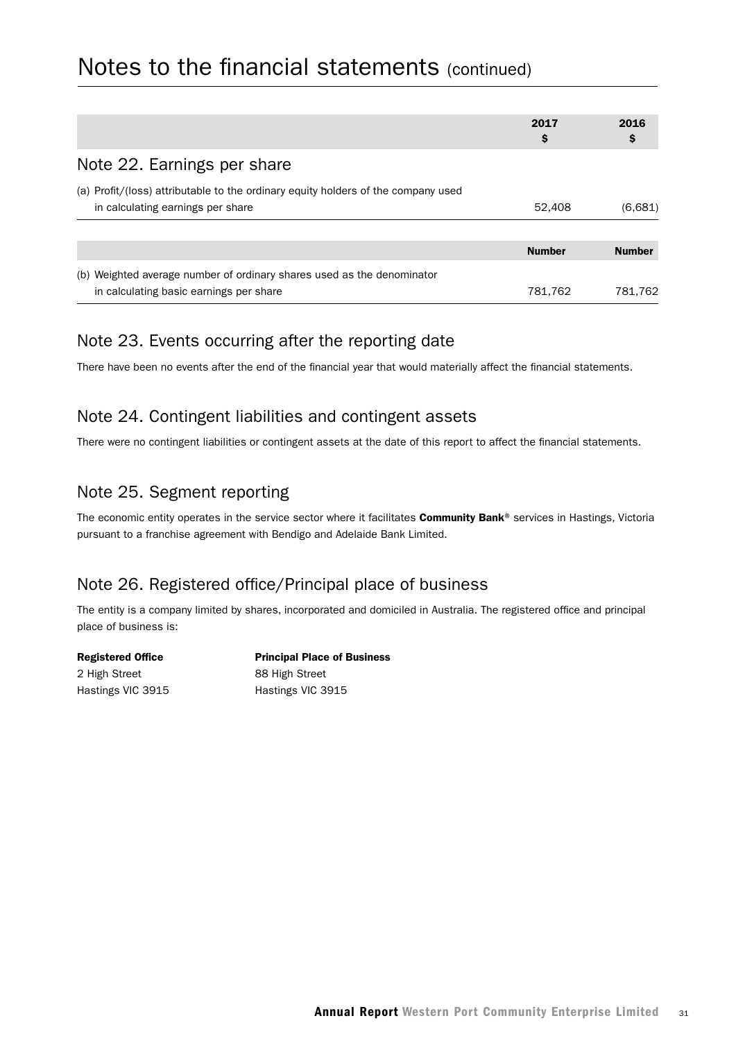# Notes to the financial statements (continued)

| | 2017<br>$ | 2016<br>$ |
|---|---|---|
| **Note 22. Earnings per share** | | |
| (a) Profit/(loss) attributable to the ordinary equity holders of the company used in calculating earnings per share | 52,408 | (6,681) |

| | Number | Number |
|---|---|---|
| (b) Weighted average number of ordinary shares used as the denominator in calculating basic earnings per share | 781,762 | 781,762 |

## Note 23. Events occurring after the reporting date

There have been no events after the end of the financial year that would materially affect the financial statements.

## Note 24. Contingent liabilities and contingent assets

There were no contingent liabilities or contingent assets at the date of this report to affect the financial statements.

## Note 25. Segment reporting

The economic entity operates in the service sector where it facilitates **Community Bank**® services in Hastings, Victoria pursuant to a franchise agreement with Bendigo and Adelaide Bank Limited.

## Note 26. Registered office/Principal place of business

The entity is a company limited by shares, incorporated and domiciled in Australia. The registered office and principal place of business is:

| **Registered Office** | **Principal Place of Business** |
|---|---|
| 2 High Street | 88 High Street |
| Hastings VIC 3915 | Hastings VIC 3915 |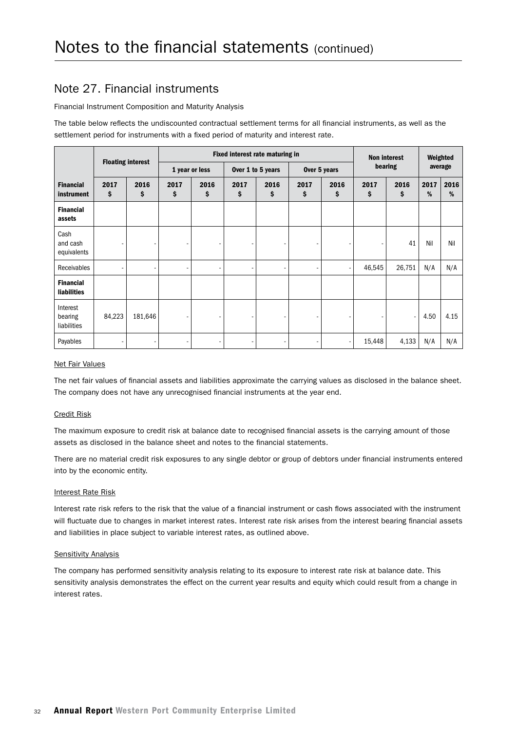# Notes to the financial statements (continued)

## Note 27. Financial instruments

Financial Instrument Composition and Maturity Analysis

The table below reflects the undiscounted contractual settlement terms for all financial instruments, as well as the settlement period for instruments with a fixed period of maturity and interest rate.

| | Floating interest | | Fixed interest rate maturing in | | | | | | Non interest bearing | | Weighted average | |
|---|---|---|---|---|---|---|---|---|---|---|---|---|
| | | | 1 year or less | | Over 1 to 5 years | | Over 5 years | | | | | |
| **Financial instrument** | **2017 $** | **2016 $** | **2017 $** | **2016 $** | **2017 $** | **2016 $** | **2017 $** | **2016 $** | **2017 $** | **2016 $** | **2017 %** | **2016 %** |
| **Financial assets** | | | | | | | | | | | | |
| Cash and cash equivalents | - | - | - | - | - | - | - | - | - | 41 | Nil | Nil |
| Receivables | - | - | - | - | - | - | - | - | 46,545 | 26,751 | N/A | N/A |
| **Financial liabilities** | | | | | | | | | | | | |
| Interest bearing liabilities | 84,223 | 181,646 | - | - | - | - | - | - | - | - | 4.50 | 4.15 |
| Payables | - | - | - | - | - | - | - | - | 15,448 | 4,133 | N/A | N/A |

Net Fair Values

The net fair values of financial assets and liabilities approximate the carrying values as disclosed in the balance sheet. The company does not have any unrecognised financial instruments at the year end.

Credit Risk

The maximum exposure to credit risk at balance date to recognised financial assets is the carrying amount of those assets as disclosed in the balance sheet and notes to the financial statements.

There are no material credit risk exposures to any single debtor or group of debtors under financial instruments entered into by the economic entity.

Interest Rate Risk

Interest rate risk refers to the risk that the value of a financial instrument or cash flows associated with the instrument will fluctuate due to changes in market interest rates. Interest rate risk arises from the interest bearing financial assets and liabilities in place subject to variable interest rates, as outlined above.

Sensitivity Analysis

The company has performed sensitivity analysis relating to its exposure to interest rate risk at balance date. This sensitivity analysis demonstrates the effect on the current year results and equity which could result from a change in interest rates.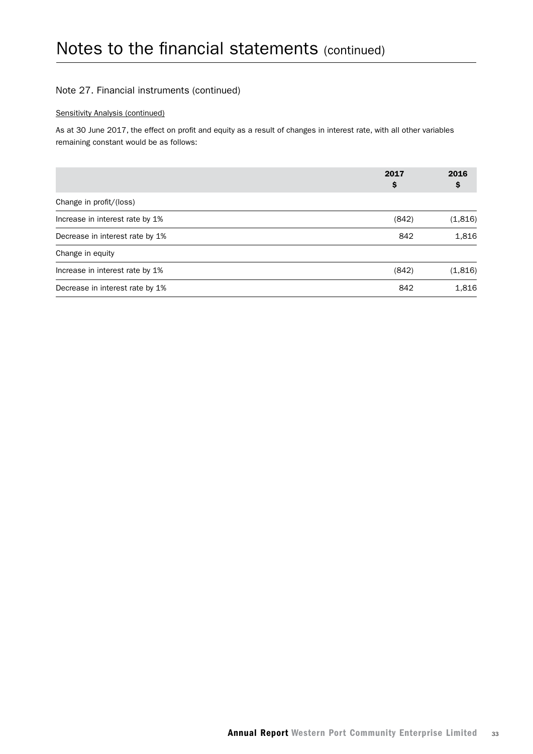# Notes to the financial statements (continued)

## Note 27. Financial instruments (continued)

Sensitivity Analysis (continued)

As at 30 June 2017, the effect on profit and equity as a result of changes in interest rate, with all other variables remaining constant would be as follows:

| | 2017<br>$ | 2016<br>$ |
|---|---|---|
| Change in profit/(loss) | | |
| Increase in interest rate by 1% | (842) | (1,816) |
| Decrease in interest rate by 1% | 842 | 1,816 |
| Change in equity | | |
| Increase in interest rate by 1% | (842) | (1,816) |
| Decrease in interest rate by 1% | 842 | 1,816 |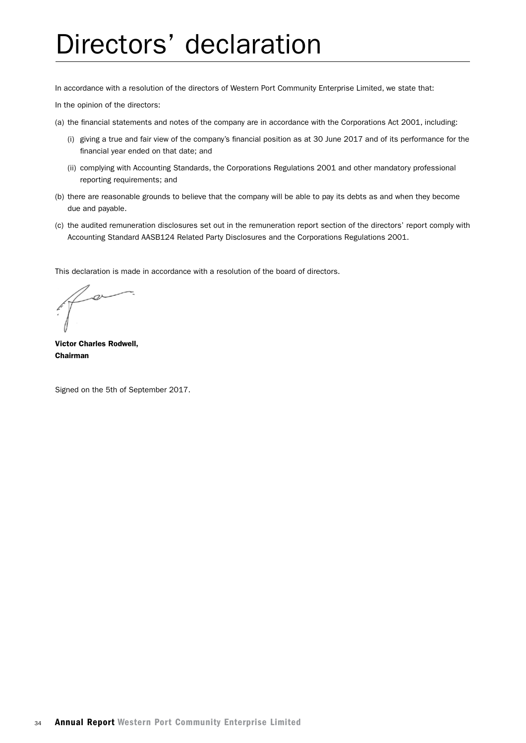# Directors' declaration

In accordance with a resolution of the directors of Western Port Community Enterprise Limited, we state that:

In the opinion of the directors:

(a) the financial statements and notes of the company are in accordance with the Corporations Act 2001, including:

  (i) giving a true and fair view of the company's financial position as at 30 June 2017 and of its performance for the financial year ended on that date; and

  (ii) complying with Accounting Standards, the Corporations Regulations 2001 and other mandatory professional reporting requirements; and

(b) there are reasonable grounds to believe that the company will be able to pay its debts as and when they become due and payable.

(c) the audited remuneration disclosures set out in the remuneration report section of the directors' report comply with Accounting Standard AASB124 Related Party Disclosures and the Corporations Regulations 2001.

This declaration is made in accordance with a resolution of the board of directors.

**Victor Charles Rodwell,**
**Chairman**

Signed on the 5th of September 2017.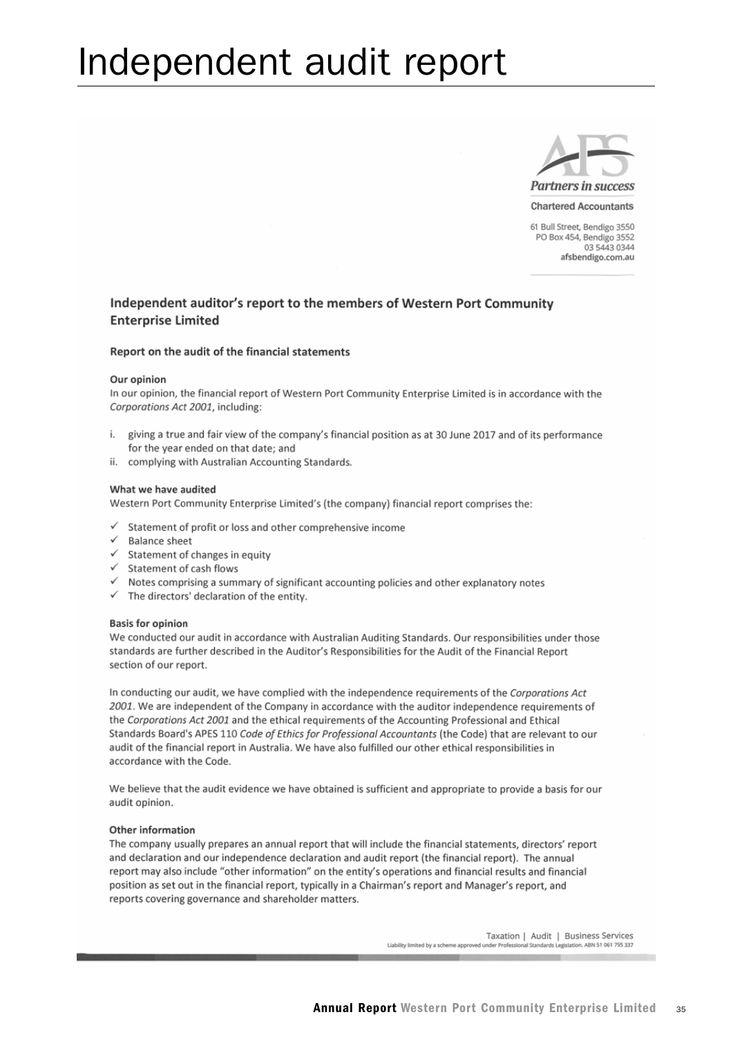# Independent audit report

AFS
*Partners in success*

Chartered Accountants

61 Bull Street, Bendigo 3550
PO Box 454, Bendigo 3552
03 5443 0344
afsbendigo.com.au

## Independent auditor's report to the members of Western Port Community Enterprise Limited

### Report on the audit of the financial statements

#### Our opinion

In our opinion, the financial report of Western Port Community Enterprise Limited is in accordance with the *Corporations Act 2001*, including:

i. giving a true and fair view of the company's financial position as at 30 June 2017 and of its performance for the year ended on that date; and
ii. complying with Australian Accounting Standards.

#### What we have audited

Western Port Community Enterprise Limited's (the company) financial report comprises the:

- ✓ Statement of profit or loss and other comprehensive income
- ✓ Balance sheet
- ✓ Statement of changes in equity
- ✓ Statement of cash flows
- ✓ Notes comprising a summary of significant accounting policies and other explanatory notes
- ✓ The directors' declaration of the entity.

#### Basis for opinion

We conducted our audit in accordance with Australian Auditing Standards. Our responsibilities under those standards are further described in the Auditor's Responsibilities for the Audit of the Financial Report section of our report.

In conducting our audit, we have complied with the independence requirements of the *Corporations Act 2001*. We are independent of the Company in accordance with the auditor independence requirements of the *Corporations Act 2001* and the ethical requirements of the Accounting Professional and Ethical Standards Board's APES 110 *Code of Ethics for Professional Accountants* (the Code) that are relevant to our audit of the financial report in Australia. We have also fulfilled our other ethical responsibilities in accordance with the Code.

We believe that the audit evidence we have obtained is sufficient and appropriate to provide a basis for our audit opinion.

#### Other information

The company usually prepares an annual report that will include the financial statements, directors' report and declaration and our independence declaration and audit report (the financial report). The annual report may also include "other information" on the entity's operations and financial results and financial position as set out in the financial report, typically in a Chairman's report and Manager's report, and reports covering governance and shareholder matters.

Taxation | Audit | Business Services
Liability limited by a scheme approved under Professional Standards Legislation. ABN 51 061 795 337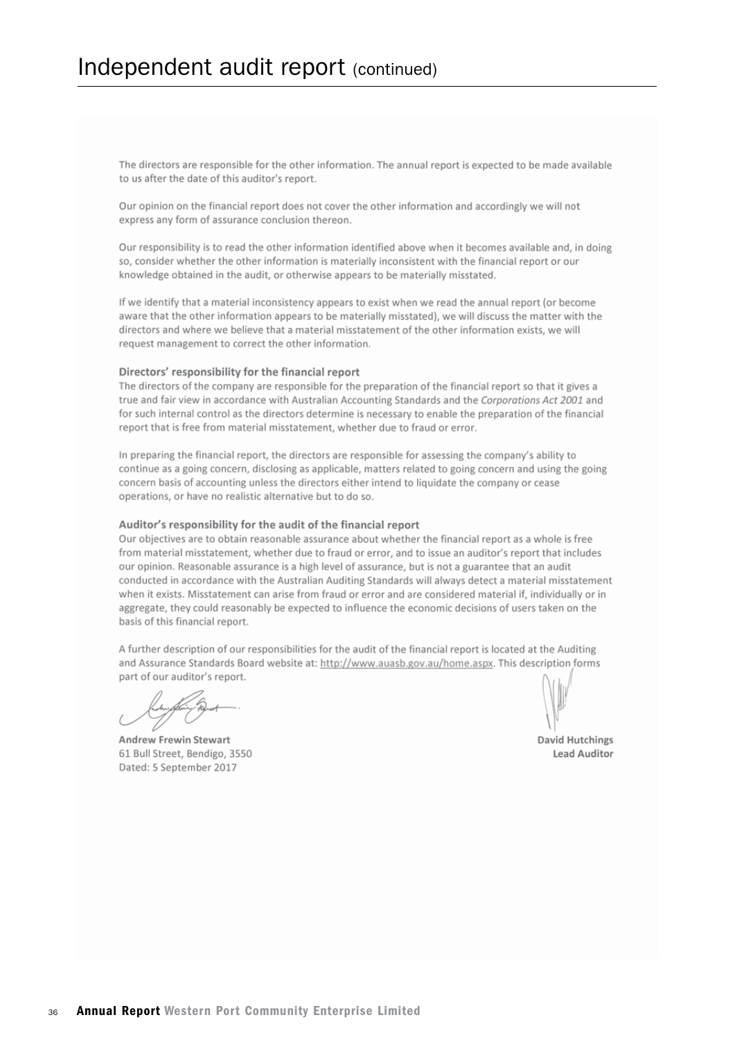# Independent audit report (continued)

The directors are responsible for the other information. The annual report is expected to be made available to us after the date of this auditor's report.

Our opinion on the financial report does not cover the other information and accordingly we will not express any form of assurance conclusion thereon.

Our responsibility is to read the other information identified above when it becomes available and, in doing so, consider whether the other information is materially inconsistent with the financial report or our knowledge obtained in the audit, or otherwise appears to be materially misstated.

If we identify that a material inconsistency appears to exist when we read the annual report (or become aware that the other information appears to be materially misstated), we will discuss the matter with the directors and where we believe that a material misstatement of the other information exists, we will request management to correct the other information.

### Directors' responsibility for the financial report

The directors of the company are responsible for the preparation of the financial report so that it gives a true and fair view in accordance with Australian Accounting Standards and the *Corporations Act 2001* and for such internal control as the directors determine is necessary to enable the preparation of the financial report that is free from material misstatement, whether due to fraud or error.

In preparing the financial report, the directors are responsible for assessing the company's ability to continue as a going concern, disclosing as applicable, matters related to going concern and using the going concern basis of accounting unless the directors either intend to liquidate the company or cease operations, or have no realistic alternative but to do so.

### Auditor's responsibility for the audit of the financial report

Our objectives are to obtain reasonable assurance about whether the financial report as a whole is free from material misstatement, whether due to fraud or error, and to issue an auditor's report that includes our opinion. Reasonable assurance is a high level of assurance, but is not a guarantee that an audit conducted in accordance with the Australian Auditing Standards will always detect a material misstatement when it exists. Misstatement can arise from fraud or error and are considered material if, individually or in aggregate, they could reasonably be expected to influence the economic decisions of users taken on the basis of this financial report.

A further description of our responsibilities for the audit of the financial report is located at the Auditing and Assurance Standards Board website at: http://www.auasb.gov.au/home.aspx. This description forms part of our auditor's report.

**Andrew Frewin Stewart**
61 Bull Street, Bendigo, 3550
Dated: 5 September 2017

**David Hutchings**
**Lead Auditor**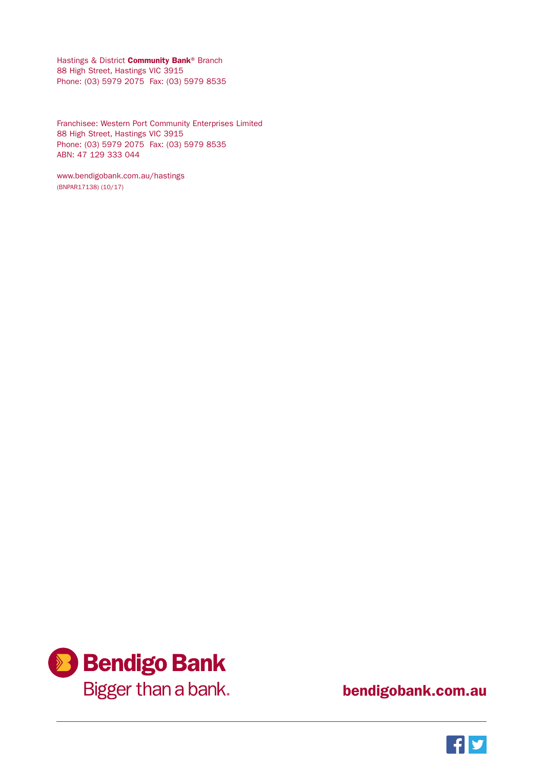Hastings & District **Community Bank**® Branch
88 High Street, Hastings VIC 3915
Phone: (03) 5979 2075 Fax: (03) 5979 8535

Franchisee: Western Port Community Enterprises Limited
88 High Street, Hastings VIC 3915
Phone: (03) 5979 2075 Fax: (03) 5979 8535
ABN: 47 129 333 044

www.bendigobank.com.au/hastings
(BNPAR17138) (10/17)

**Bendigo Bank**
Bigger than a bank.

**bendigobank.com.au**